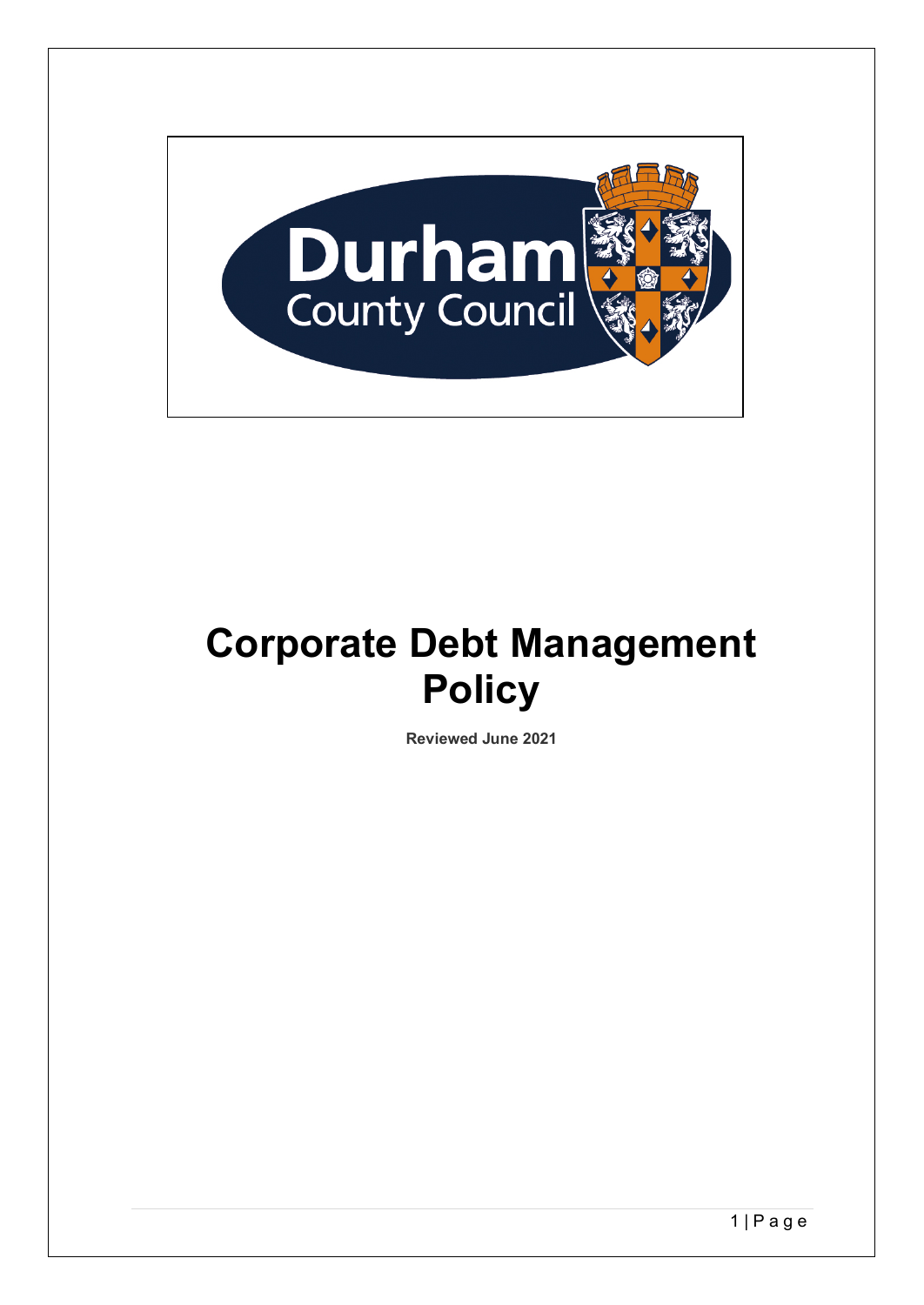# Corporate Debt Management Policy

**Reviewed June 2021**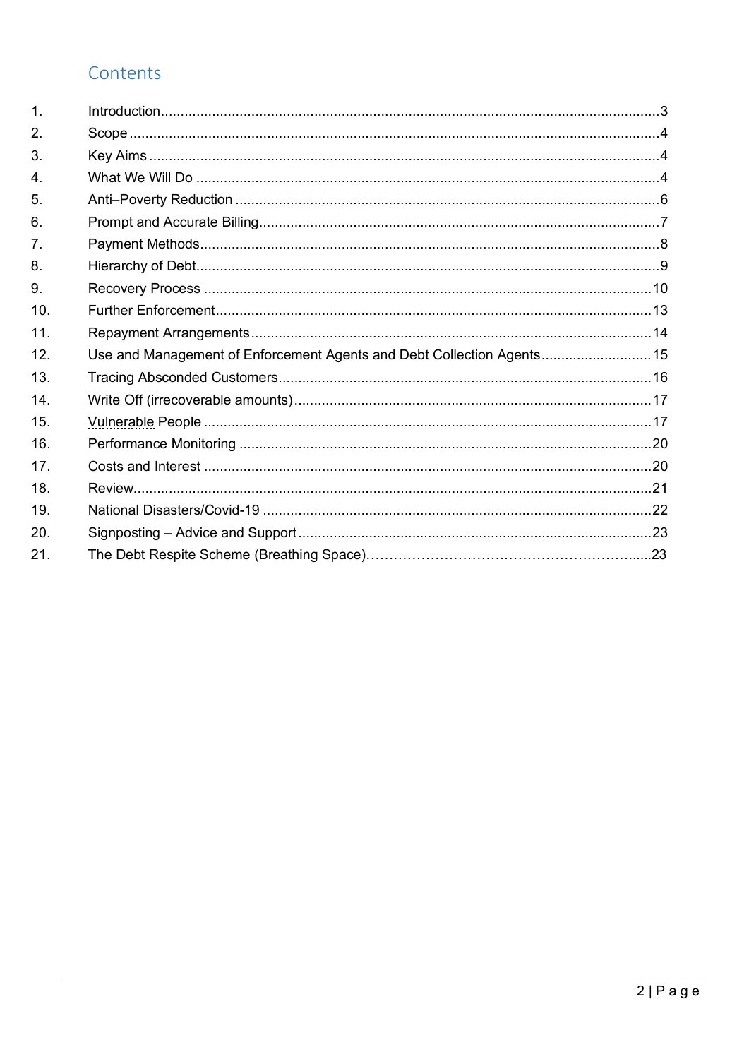## Contents

| | | |
|---|---|---|
| 1. | Introduction | 3 |
| 2. | Scope | 4 |
| 3. | Key Aims | 4 |
| 4. | What We Will Do | 4 |
| 5. | Anti–Poverty Reduction | 6 |
| 6. | Prompt and Accurate Billing | 7 |
| 7. | Payment Methods | 8 |
| 8. | Hierarchy of Debt | 9 |
| 9. | Recovery Process | 10 |
| 10. | Further Enforcement | 13 |
| 11. | Repayment Arrangements | 14 |
| 12. | Use and Management of Enforcement Agents and Debt Collection Agents | 15 |
| 13. | Tracing Absconded Customers | 16 |
| 14. | Write Off (irrecoverable amounts) | 17 |
| 15. | Vulnerable People | 17 |
| 16. | Performance Monitoring | 20 |
| 17. | Costs and Interest | 20 |
| 18. | Review | 21 |
| 19. | National Disasters/Covid-19 | 22 |
| 20. | Signposting – Advice and Support | 23 |
| 21. | The Debt Respite Scheme (Breathing Space) | 23 |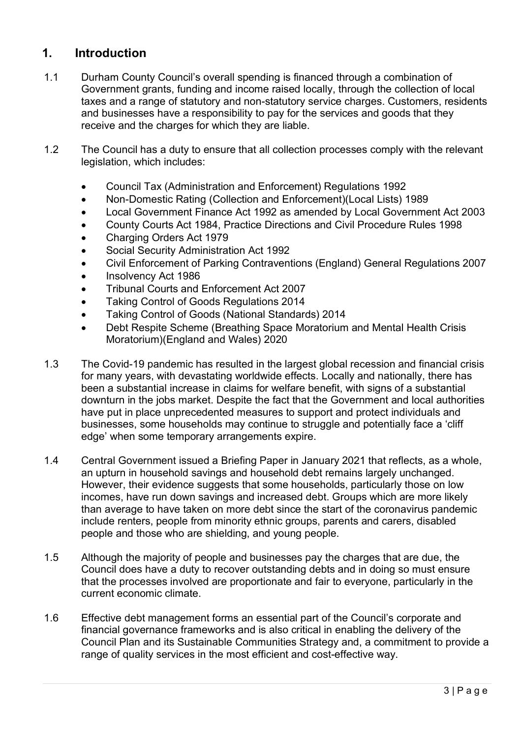## 1. Introduction

1.1 Durham County Council's overall spending is financed through a combination of Government grants, funding and income raised locally, through the collection of local taxes and a range of statutory and non-statutory service charges. Customers, residents and businesses have a responsibility to pay for the services and goods that they receive and the charges for which they are liable.

1.2 The Council has a duty to ensure that all collection processes comply with the relevant legislation, which includes:

- Council Tax (Administration and Enforcement) Regulations 1992
- Non-Domestic Rating (Collection and Enforcement)(Local Lists) 1989
- Local Government Finance Act 1992 as amended by Local Government Act 2003
- County Courts Act 1984, Practice Directions and Civil Procedure Rules 1998
- Charging Orders Act 1979
- Social Security Administration Act 1992
- Civil Enforcement of Parking Contraventions (England) General Regulations 2007
- Insolvency Act 1986
- Tribunal Courts and Enforcement Act 2007
- Taking Control of Goods Regulations 2014
- Taking Control of Goods (National Standards) 2014
- Debt Respite Scheme (Breathing Space Moratorium and Mental Health Crisis Moratorium)(England and Wales) 2020

1.3 The Covid-19 pandemic has resulted in the largest global recession and financial crisis for many years, with devastating worldwide effects. Locally and nationally, there has been a substantial increase in claims for welfare benefit, with signs of a substantial downturn in the jobs market. Despite the fact that the Government and local authorities have put in place unprecedented measures to support and protect individuals and businesses, some households may continue to struggle and potentially face a 'cliff edge' when some temporary arrangements expire.

1.4 Central Government issued a Briefing Paper in January 2021 that reflects, as a whole, an upturn in household savings and household debt remains largely unchanged. However, their evidence suggests that some households, particularly those on low incomes, have run down savings and increased debt. Groups which are more likely than average to have taken on more debt since the start of the coronavirus pandemic include renters, people from minority ethnic groups, parents and carers, disabled people and those who are shielding, and young people.

1.5 Although the majority of people and businesses pay the charges that are due, the Council does have a duty to recover outstanding debts and in doing so must ensure that the processes involved are proportionate and fair to everyone, particularly in the current economic climate.

1.6 Effective debt management forms an essential part of the Council's corporate and financial governance frameworks and is also critical in enabling the delivery of the Council Plan and its Sustainable Communities Strategy and, a commitment to provide a range of quality services in the most efficient and cost-effective way.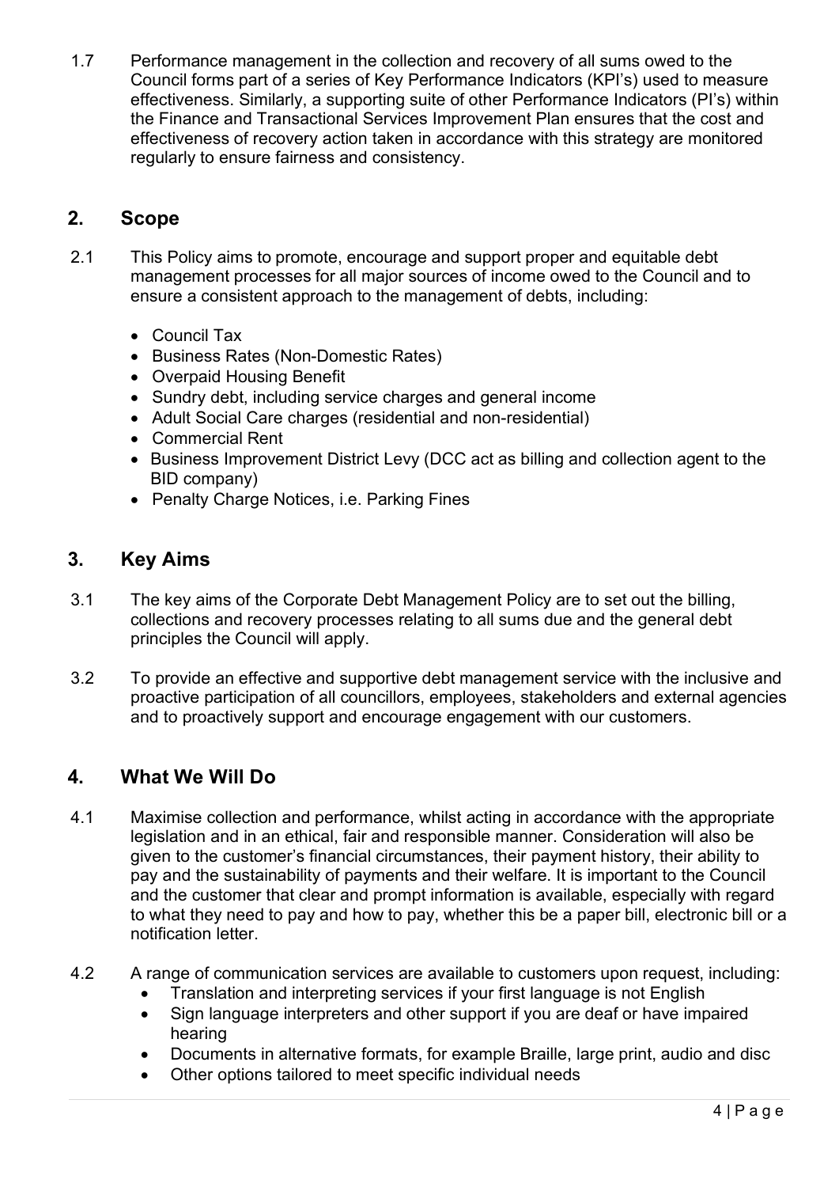1.7 Performance management in the collection and recovery of all sums owed to the Council forms part of a series of Key Performance Indicators (KPI's) used to measure effectiveness. Similarly, a supporting suite of other Performance Indicators (PI's) within the Finance and Transactional Services Improvement Plan ensures that the cost and effectiveness of recovery action taken in accordance with this strategy are monitored regularly to ensure fairness and consistency.

## 2. Scope

2.1 This Policy aims to promote, encourage and support proper and equitable debt management processes for all major sources of income owed to the Council and to ensure a consistent approach to the management of debts, including:

- Council Tax
- Business Rates (Non-Domestic Rates)
- Overpaid Housing Benefit
- Sundry debt, including service charges and general income
- Adult Social Care charges (residential and non-residential)
- Commercial Rent
- Business Improvement District Levy (DCC act as billing and collection agent to the BID company)
- Penalty Charge Notices, i.e. Parking Fines

## 3. Key Aims

3.1 The key aims of the Corporate Debt Management Policy are to set out the billing, collections and recovery processes relating to all sums due and the general debt principles the Council will apply.

3.2 To provide an effective and supportive debt management service with the inclusive and proactive participation of all councillors, employees, stakeholders and external agencies and to proactively support and encourage engagement with our customers.

## 4. What We Will Do

4.1 Maximise collection and performance, whilst acting in accordance with the appropriate legislation and in an ethical, fair and responsible manner. Consideration will also be given to the customer's financial circumstances, their payment history, their ability to pay and the sustainability of payments and their welfare. It is important to the Council and the customer that clear and prompt information is available, especially with regard to what they need to pay and how to pay, whether this be a paper bill, electronic bill or a notification letter.

4.2 A range of communication services are available to customers upon request, including:

- Translation and interpreting services if your first language is not English
- Sign language interpreters and other support if you are deaf or have impaired hearing
- Documents in alternative formats, for example Braille, large print, audio and disc
- Other options tailored to meet specific individual needs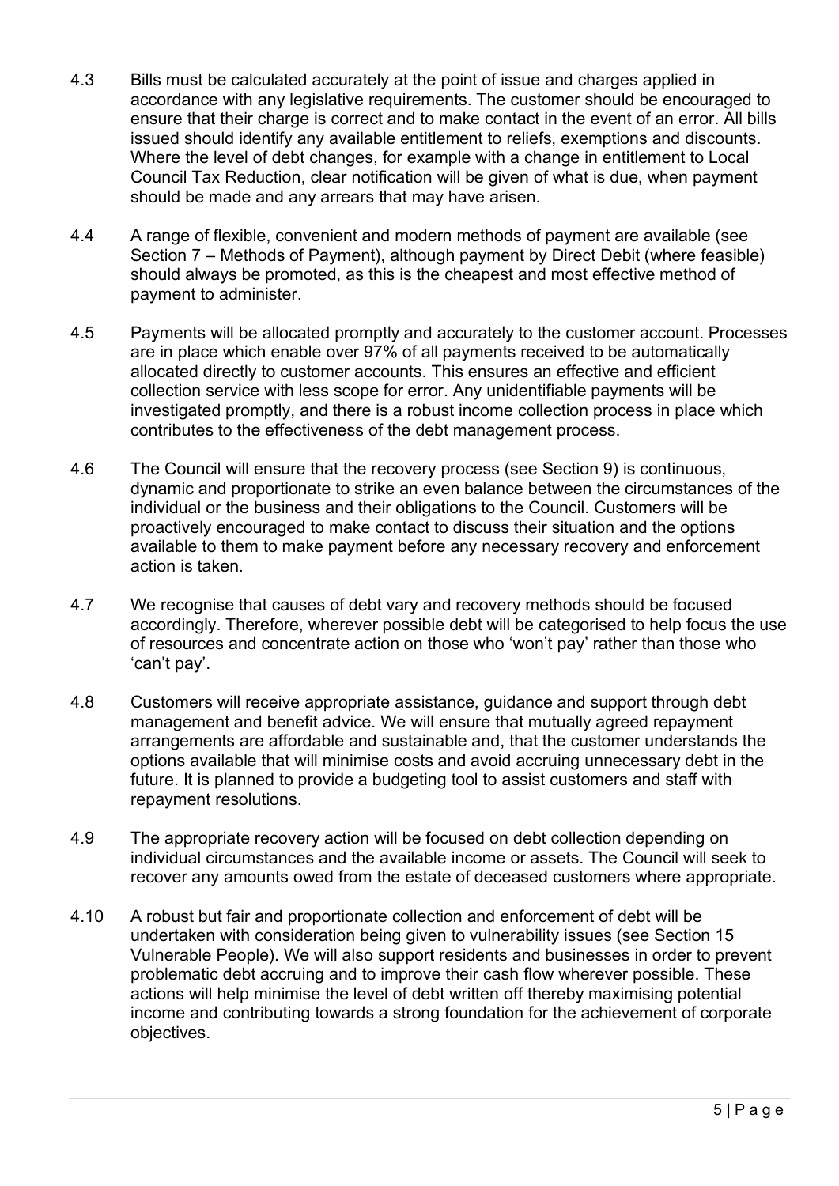4.3 Bills must be calculated accurately at the point of issue and charges applied in accordance with any legislative requirements. The customer should be encouraged to ensure that their charge is correct and to make contact in the event of an error. All bills issued should identify any available entitlement to reliefs, exemptions and discounts. Where the level of debt changes, for example with a change in entitlement to Local Council Tax Reduction, clear notification will be given of what is due, when payment should be made and any arrears that may have arisen.

4.4 A range of flexible, convenient and modern methods of payment are available (see Section 7 – Methods of Payment), although payment by Direct Debit (where feasible) should always be promoted, as this is the cheapest and most effective method of payment to administer.

4.5 Payments will be allocated promptly and accurately to the customer account. Processes are in place which enable over 97% of all payments received to be automatically allocated directly to customer accounts. This ensures an effective and efficient collection service with less scope for error. Any unidentifiable payments will be investigated promptly, and there is a robust income collection process in place which contributes to the effectiveness of the debt management process.

4.6 The Council will ensure that the recovery process (see Section 9) is continuous, dynamic and proportionate to strike an even balance between the circumstances of the individual or the business and their obligations to the Council. Customers will be proactively encouraged to make contact to discuss their situation and the options available to them to make payment before any necessary recovery and enforcement action is taken.

4.7 We recognise that causes of debt vary and recovery methods should be focused accordingly. Therefore, wherever possible debt will be categorised to help focus the use of resources and concentrate action on those who 'won't pay' rather than those who 'can't pay'.

4.8 Customers will receive appropriate assistance, guidance and support through debt management and benefit advice. We will ensure that mutually agreed repayment arrangements are affordable and sustainable and, that the customer understands the options available that will minimise costs and avoid accruing unnecessary debt in the future. It is planned to provide a budgeting tool to assist customers and staff with repayment resolutions.

4.9 The appropriate recovery action will be focused on debt collection depending on individual circumstances and the available income or assets. The Council will seek to recover any amounts owed from the estate of deceased customers where appropriate.

4.10 A robust but fair and proportionate collection and enforcement of debt will be undertaken with consideration being given to vulnerability issues (see Section 15 Vulnerable People). We will also support residents and businesses in order to prevent problematic debt accruing and to improve their cash flow wherever possible. These actions will help minimise the level of debt written off thereby maximising potential income and contributing towards a strong foundation for the achievement of corporate objectives.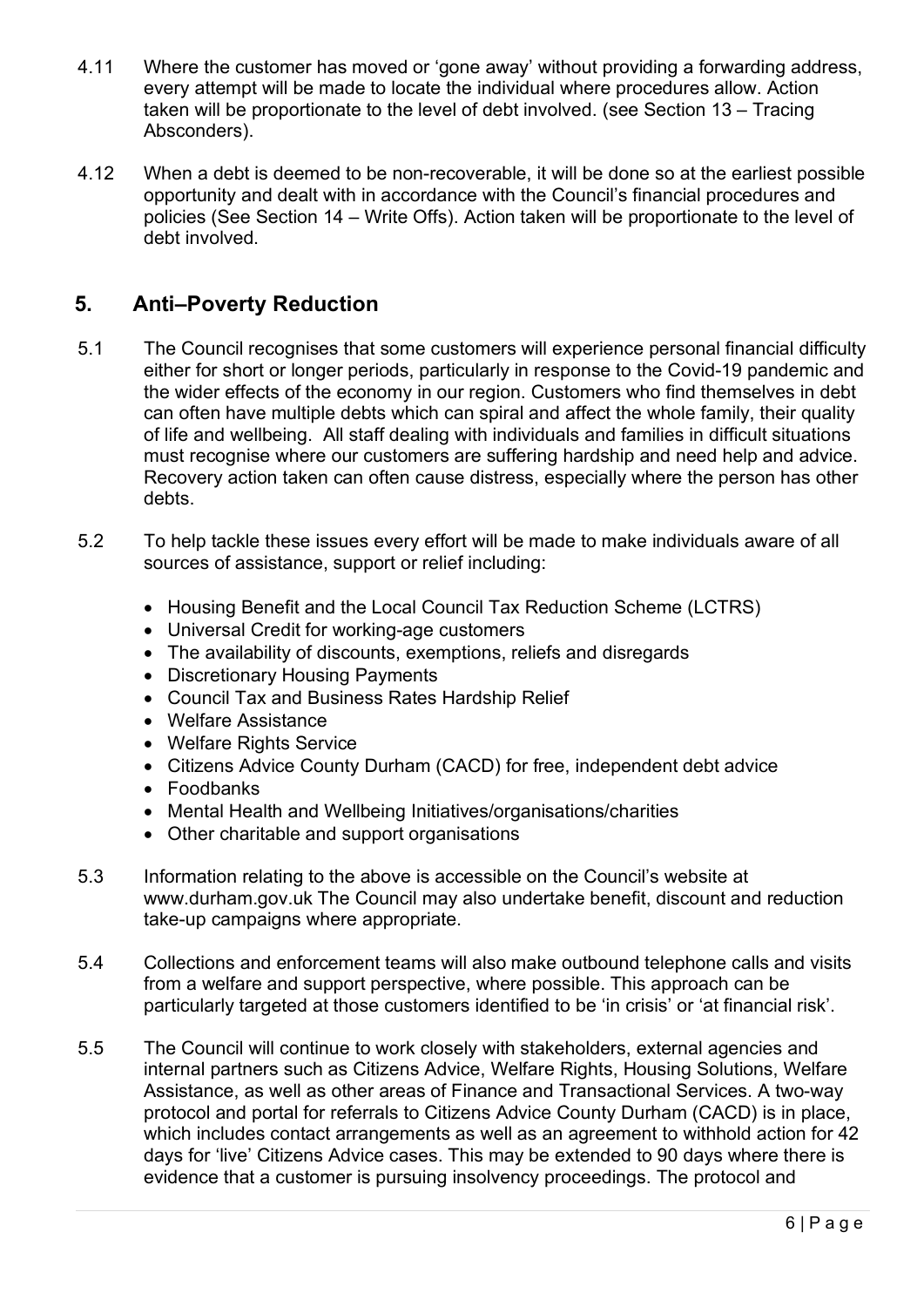4.11 Where the customer has moved or 'gone away' without providing a forwarding address, every attempt will be made to locate the individual where procedures allow. Action taken will be proportionate to the level of debt involved. (see Section 13 – Tracing Absconders).

4.12 When a debt is deemed to be non-recoverable, it will be done so at the earliest possible opportunity and dealt with in accordance with the Council's financial procedures and policies (See Section 14 – Write Offs). Action taken will be proportionate to the level of debt involved.

## 5. Anti–Poverty Reduction

5.1 The Council recognises that some customers will experience personal financial difficulty either for short or longer periods, particularly in response to the Covid-19 pandemic and the wider effects of the economy in our region. Customers who find themselves in debt can often have multiple debts which can spiral and affect the whole family, their quality of life and wellbeing. All staff dealing with individuals and families in difficult situations must recognise where our customers are suffering hardship and need help and advice. Recovery action taken can often cause distress, especially where the person has other debts.

5.2 To help tackle these issues every effort will be made to make individuals aware of all sources of assistance, support or relief including:

- Housing Benefit and the Local Council Tax Reduction Scheme (LCTRS)
- Universal Credit for working-age customers
- The availability of discounts, exemptions, reliefs and disregards
- Discretionary Housing Payments
- Council Tax and Business Rates Hardship Relief
- Welfare Assistance
- Welfare Rights Service
- Citizens Advice County Durham (CACD) for free, independent debt advice
- Foodbanks
- Mental Health and Wellbeing Initiatives/organisations/charities
- Other charitable and support organisations

5.3 Information relating to the above is accessible on the Council's website at www.durham.gov.uk The Council may also undertake benefit, discount and reduction take-up campaigns where appropriate.

5.4 Collections and enforcement teams will also make outbound telephone calls and visits from a welfare and support perspective, where possible. This approach can be particularly targeted at those customers identified to be 'in crisis' or 'at financial risk'.

5.5 The Council will continue to work closely with stakeholders, external agencies and internal partners such as Citizens Advice, Welfare Rights, Housing Solutions, Welfare Assistance, as well as other areas of Finance and Transactional Services. A two-way protocol and portal for referrals to Citizens Advice County Durham (CACD) is in place, which includes contact arrangements as well as an agreement to withhold action for 42 days for 'live' Citizens Advice cases. This may be extended to 90 days where there is evidence that a customer is pursuing insolvency proceedings. The protocol and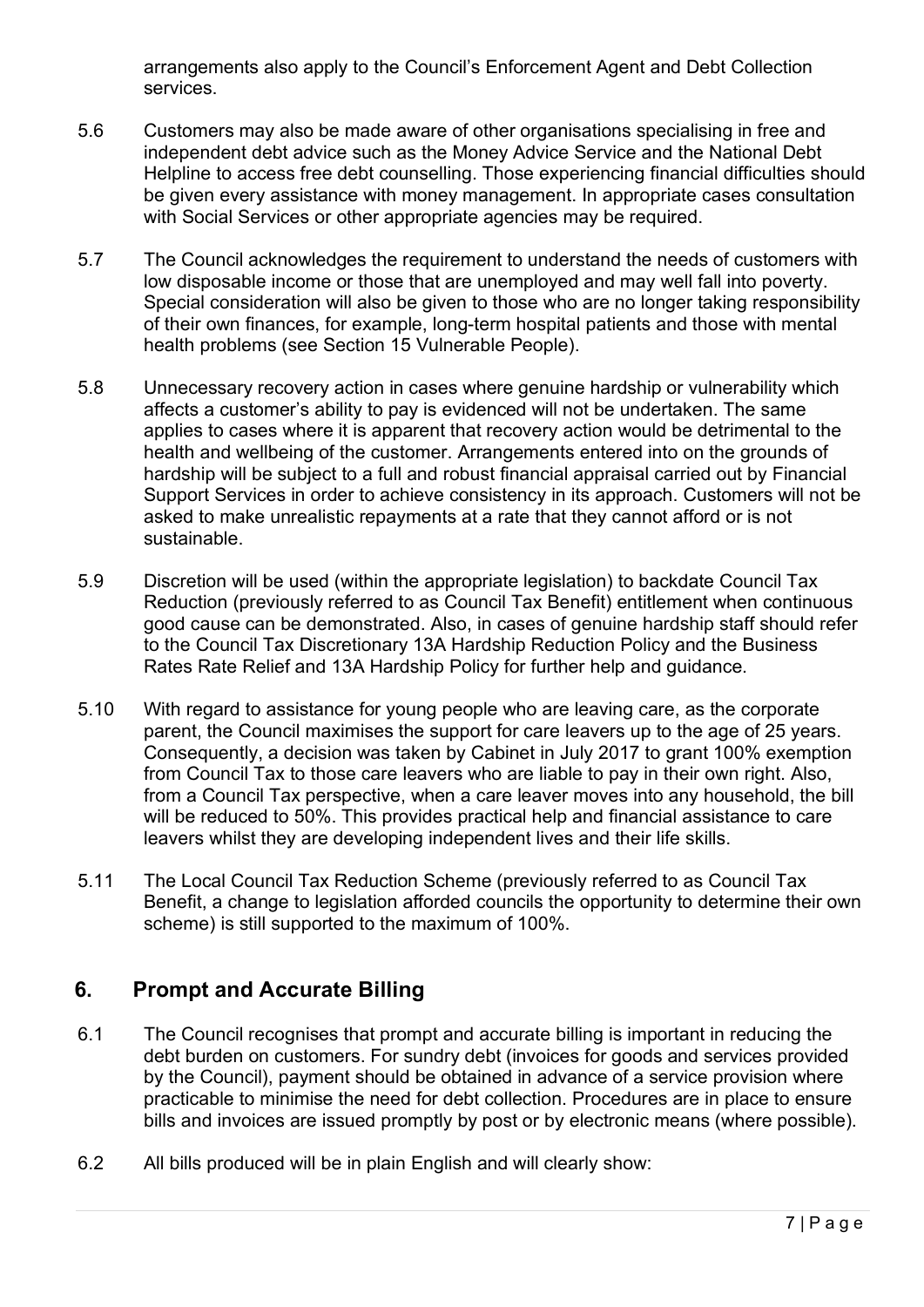arrangements also apply to the Council's Enforcement Agent and Debt Collection services.

5.6 Customers may also be made aware of other organisations specialising in free and independent debt advice such as the Money Advice Service and the National Debt Helpline to access free debt counselling. Those experiencing financial difficulties should be given every assistance with money management. In appropriate cases consultation with Social Services or other appropriate agencies may be required.

5.7 The Council acknowledges the requirement to understand the needs of customers with low disposable income or those that are unemployed and may well fall into poverty. Special consideration will also be given to those who are no longer taking responsibility of their own finances, for example, long-term hospital patients and those with mental health problems (see Section 15 Vulnerable People).

5.8 Unnecessary recovery action in cases where genuine hardship or vulnerability which affects a customer's ability to pay is evidenced will not be undertaken. The same applies to cases where it is apparent that recovery action would be detrimental to the health and wellbeing of the customer. Arrangements entered into on the grounds of hardship will be subject to a full and robust financial appraisal carried out by Financial Support Services in order to achieve consistency in its approach. Customers will not be asked to make unrealistic repayments at a rate that they cannot afford or is not sustainable.

5.9 Discretion will be used (within the appropriate legislation) to backdate Council Tax Reduction (previously referred to as Council Tax Benefit) entitlement when continuous good cause can be demonstrated. Also, in cases of genuine hardship staff should refer to the Council Tax Discretionary 13A Hardship Reduction Policy and the Business Rates Rate Relief and 13A Hardship Policy for further help and guidance.

5.10 With regard to assistance for young people who are leaving care, as the corporate parent, the Council maximises the support for care leavers up to the age of 25 years. Consequently, a decision was taken by Cabinet in July 2017 to grant 100% exemption from Council Tax to those care leavers who are liable to pay in their own right. Also, from a Council Tax perspective, when a care leaver moves into any household, the bill will be reduced to 50%. This provides practical help and financial assistance to care leavers whilst they are developing independent lives and their life skills.

5.11 The Local Council Tax Reduction Scheme (previously referred to as Council Tax Benefit, a change to legislation afforded councils the opportunity to determine their own scheme) is still supported to the maximum of 100%.

## 6. Prompt and Accurate Billing

6.1 The Council recognises that prompt and accurate billing is important in reducing the debt burden on customers. For sundry debt (invoices for goods and services provided by the Council), payment should be obtained in advance of a service provision where practicable to minimise the need for debt collection. Procedures are in place to ensure bills and invoices are issued promptly by post or by electronic means (where possible).

6.2 All bills produced will be in plain English and will clearly show: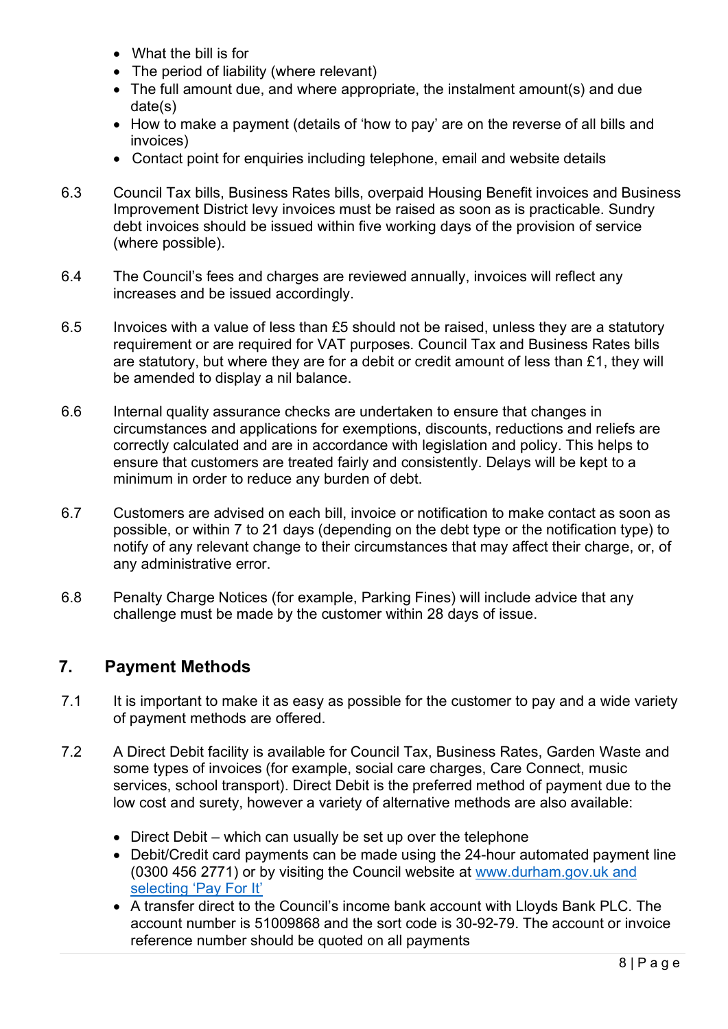- What the bill is for
- The period of liability (where relevant)
- The full amount due, and where appropriate, the instalment amount(s) and due date(s)
- How to make a payment (details of 'how to pay' are on the reverse of all bills and invoices)
- Contact point for enquiries including telephone, email and website details

6.3 Council Tax bills, Business Rates bills, overpaid Housing Benefit invoices and Business Improvement District levy invoices must be raised as soon as is practicable. Sundry debt invoices should be issued within five working days of the provision of service (where possible).

6.4 The Council's fees and charges are reviewed annually, invoices will reflect any increases and be issued accordingly.

6.5 Invoices with a value of less than £5 should not be raised, unless they are a statutory requirement or are required for VAT purposes. Council Tax and Business Rates bills are statutory, but where they are for a debit or credit amount of less than £1, they will be amended to display a nil balance.

6.6 Internal quality assurance checks are undertaken to ensure that changes in circumstances and applications for exemptions, discounts, reductions and reliefs are correctly calculated and are in accordance with legislation and policy. This helps to ensure that customers are treated fairly and consistently. Delays will be kept to a minimum in order to reduce any burden of debt.

6.7 Customers are advised on each bill, invoice or notification to make contact as soon as possible, or within 7 to 21 days (depending on the debt type or the notification type) to notify of any relevant change to their circumstances that may affect their charge, or, of any administrative error.

6.8 Penalty Charge Notices (for example, Parking Fines) will include advice that any challenge must be made by the customer within 28 days of issue.

## 7. Payment Methods

7.1 It is important to make it as easy as possible for the customer to pay and a wide variety of payment methods are offered.

7.2 A Direct Debit facility is available for Council Tax, Business Rates, Garden Waste and some types of invoices (for example, social care charges, Care Connect, music services, school transport). Direct Debit is the preferred method of payment due to the low cost and surety, however a variety of alternative methods are also available:

- Direct Debit – which can usually be set up over the telephone
- Debit/Credit card payments can be made using the 24-hour automated payment line (0300 456 2771) or by visiting the Council website at www.durham.gov.uk and selecting 'Pay For It'
- A transfer direct to the Council's income bank account with Lloyds Bank PLC. The account number is 51009868 and the sort code is 30-92-79. The account or invoice reference number should be quoted on all payments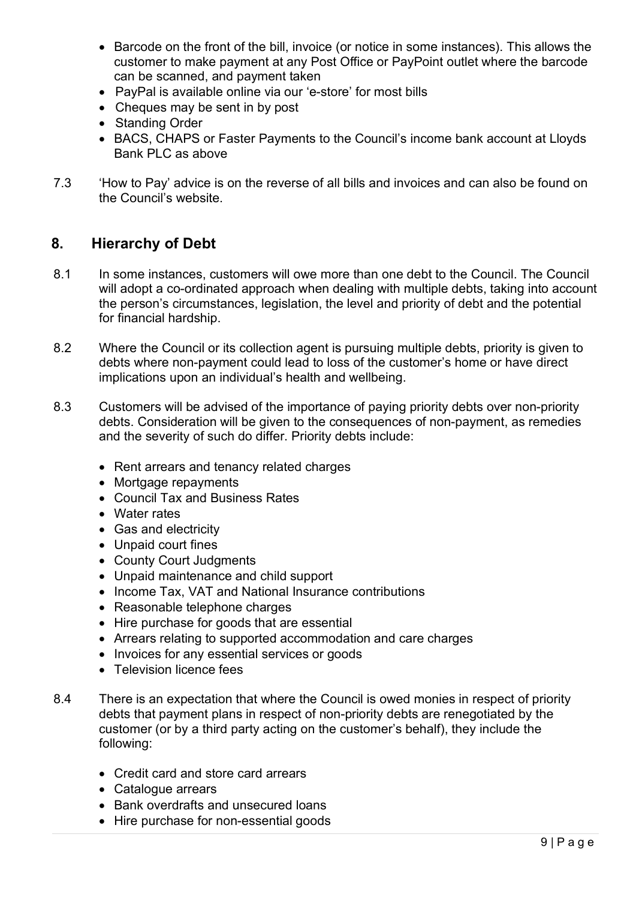- Barcode on the front of the bill, invoice (or notice in some instances). This allows the customer to make payment at any Post Office or PayPoint outlet where the barcode can be scanned, and payment taken
- PayPal is available online via our 'e-store' for most bills
- Cheques may be sent in by post
- Standing Order
- BACS, CHAPS or Faster Payments to the Council's income bank account at Lloyds Bank PLC as above

7.3 'How to Pay' advice is on the reverse of all bills and invoices and can also be found on the Council's website.

## 8. Hierarchy of Debt

8.1 In some instances, customers will owe more than one debt to the Council. The Council will adopt a co-ordinated approach when dealing with multiple debts, taking into account the person's circumstances, legislation, the level and priority of debt and the potential for financial hardship.

8.2 Where the Council or its collection agent is pursuing multiple debts, priority is given to debts where non-payment could lead to loss of the customer's home or have direct implications upon an individual's health and wellbeing.

8.3 Customers will be advised of the importance of paying priority debts over non-priority debts. Consideration will be given to the consequences of non-payment, as remedies and the severity of such do differ. Priority debts include:

- Rent arrears and tenancy related charges
- Mortgage repayments
- Council Tax and Business Rates
- Water rates
- Gas and electricity
- Unpaid court fines
- County Court Judgments
- Unpaid maintenance and child support
- Income Tax, VAT and National Insurance contributions
- Reasonable telephone charges
- Hire purchase for goods that are essential
- Arrears relating to supported accommodation and care charges
- Invoices for any essential services or goods
- Television licence fees

8.4 There is an expectation that where the Council is owed monies in respect of priority debts that payment plans in respect of non-priority debts are renegotiated by the customer (or by a third party acting on the customer's behalf), they include the following:

- Credit card and store card arrears
- Catalogue arrears
- Bank overdrafts and unsecured loans
- Hire purchase for non-essential goods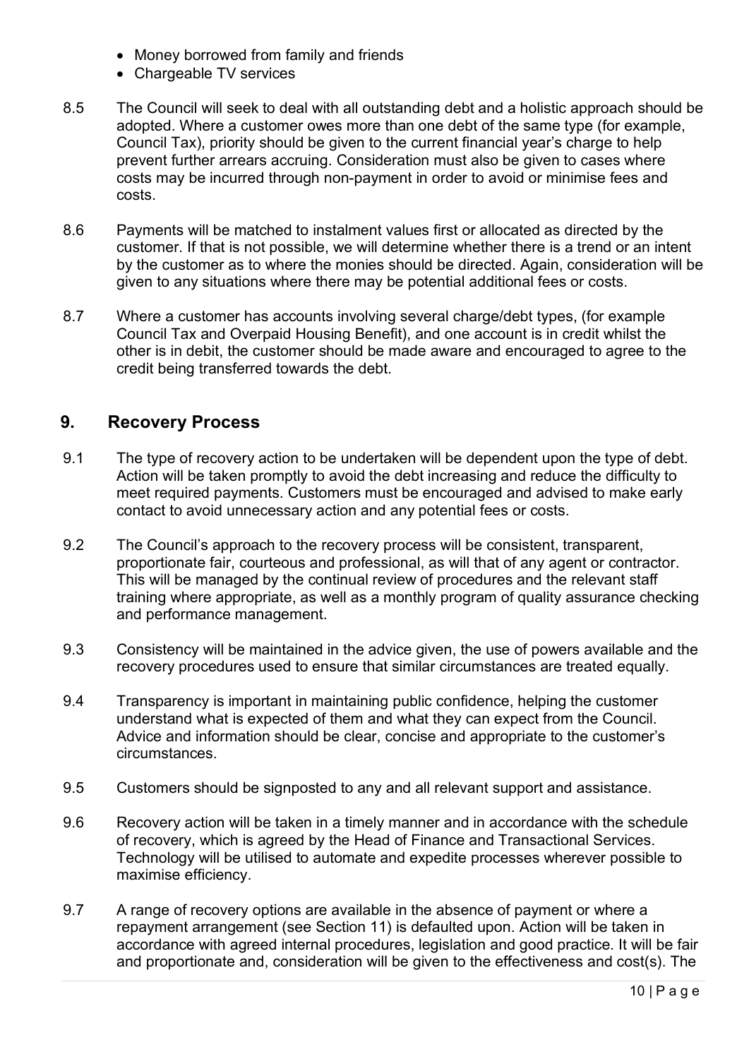- Money borrowed from family and friends
- Chargeable TV services

8.5 The Council will seek to deal with all outstanding debt and a holistic approach should be adopted. Where a customer owes more than one debt of the same type (for example, Council Tax), priority should be given to the current financial year's charge to help prevent further arrears accruing. Consideration must also be given to cases where costs may be incurred through non-payment in order to avoid or minimise fees and costs.

8.6 Payments will be matched to instalment values first or allocated as directed by the customer. If that is not possible, we will determine whether there is a trend or an intent by the customer as to where the monies should be directed. Again, consideration will be given to any situations where there may be potential additional fees or costs.

8.7 Where a customer has accounts involving several charge/debt types, (for example Council Tax and Overpaid Housing Benefit), and one account is in credit whilst the other is in debit, the customer should be made aware and encouraged to agree to the credit being transferred towards the debt.

## 9. Recovery Process

9.1 The type of recovery action to be undertaken will be dependent upon the type of debt. Action will be taken promptly to avoid the debt increasing and reduce the difficulty to meet required payments. Customers must be encouraged and advised to make early contact to avoid unnecessary action and any potential fees or costs.

9.2 The Council's approach to the recovery process will be consistent, transparent, proportionate fair, courteous and professional, as will that of any agent or contractor. This will be managed by the continual review of procedures and the relevant staff training where appropriate, as well as a monthly program of quality assurance checking and performance management.

9.3 Consistency will be maintained in the advice given, the use of powers available and the recovery procedures used to ensure that similar circumstances are treated equally.

9.4 Transparency is important in maintaining public confidence, helping the customer understand what is expected of them and what they can expect from the Council. Advice and information should be clear, concise and appropriate to the customer's circumstances.

9.5 Customers should be signposted to any and all relevant support and assistance.

9.6 Recovery action will be taken in a timely manner and in accordance with the schedule of recovery, which is agreed by the Head of Finance and Transactional Services. Technology will be utilised to automate and expedite processes wherever possible to maximise efficiency.

9.7 A range of recovery options are available in the absence of payment or where a repayment arrangement (see Section 11) is defaulted upon. Action will be taken in accordance with agreed internal procedures, legislation and good practice. It will be fair and proportionate and, consideration will be given to the effectiveness and cost(s). The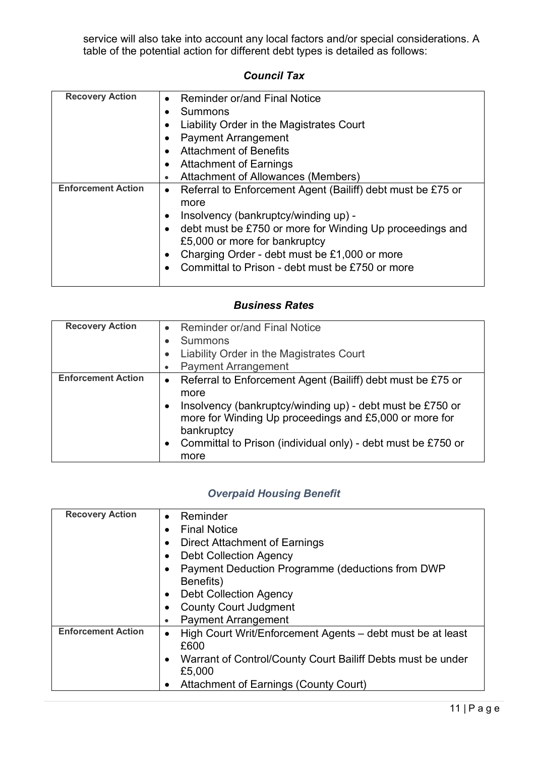service will also take into account any local factors and/or special considerations. A table of the potential action for different debt types is detailed as follows:

### *Council Tax*

| **Recovery Action** | <ul><li>Reminder or/and Final Notice</li><li>Summons</li><li>Liability Order in the Magistrates Court</li><li>Payment Arrangement</li><li>Attachment of Benefits</li><li>Attachment of Earnings</li><li>Attachment of Allowances (Members)</li></ul> |
|---|---|
| **Enforcement Action** | <ul><li>Referral to Enforcement Agent (Bailiff) debt must be £75 or more</li><li>Insolvency (bankruptcy/winding up) -</li><li>debt must be £750 or more for Winding Up proceedings and £5,000 or more for bankruptcy</li><li>Charging Order - debt must be £1,000 or more</li><li>Committal to Prison - debt must be £750 or more</li></ul> |

### *Business Rates*

| **Recovery Action** | <ul><li>Reminder or/and Final Notice</li><li>Summons</li><li>Liability Order in the Magistrates Court</li><li>Payment Arrangement</li></ul> |
|---|---|
| **Enforcement Action** | <ul><li>Referral to Enforcement Agent (Bailiff) debt must be £75 or more</li><li>Insolvency (bankruptcy/winding up) - debt must be £750 or more for Winding Up proceedings and £5,000 or more for bankruptcy</li><li>Committal to Prison (individual only) - debt must be £750 or more</li></ul> |

### *Overpaid Housing Benefit*

| **Recovery Action** | <ul><li>Reminder</li><li>Final Notice</li><li>Direct Attachment of Earnings</li><li>Debt Collection Agency</li><li>Payment Deduction Programme (deductions from DWP Benefits)</li><li>Debt Collection Agency</li><li>County Court Judgment</li><li>Payment Arrangement</li></ul> |
|---|---|
| **Enforcement Action** | <ul><li>High Court Writ/Enforcement Agents – debt must be at least £600</li><li>Warrant of Control/County Court Bailiff Debts must be under £5,000</li><li>Attachment of Earnings (County Court)</li></ul> |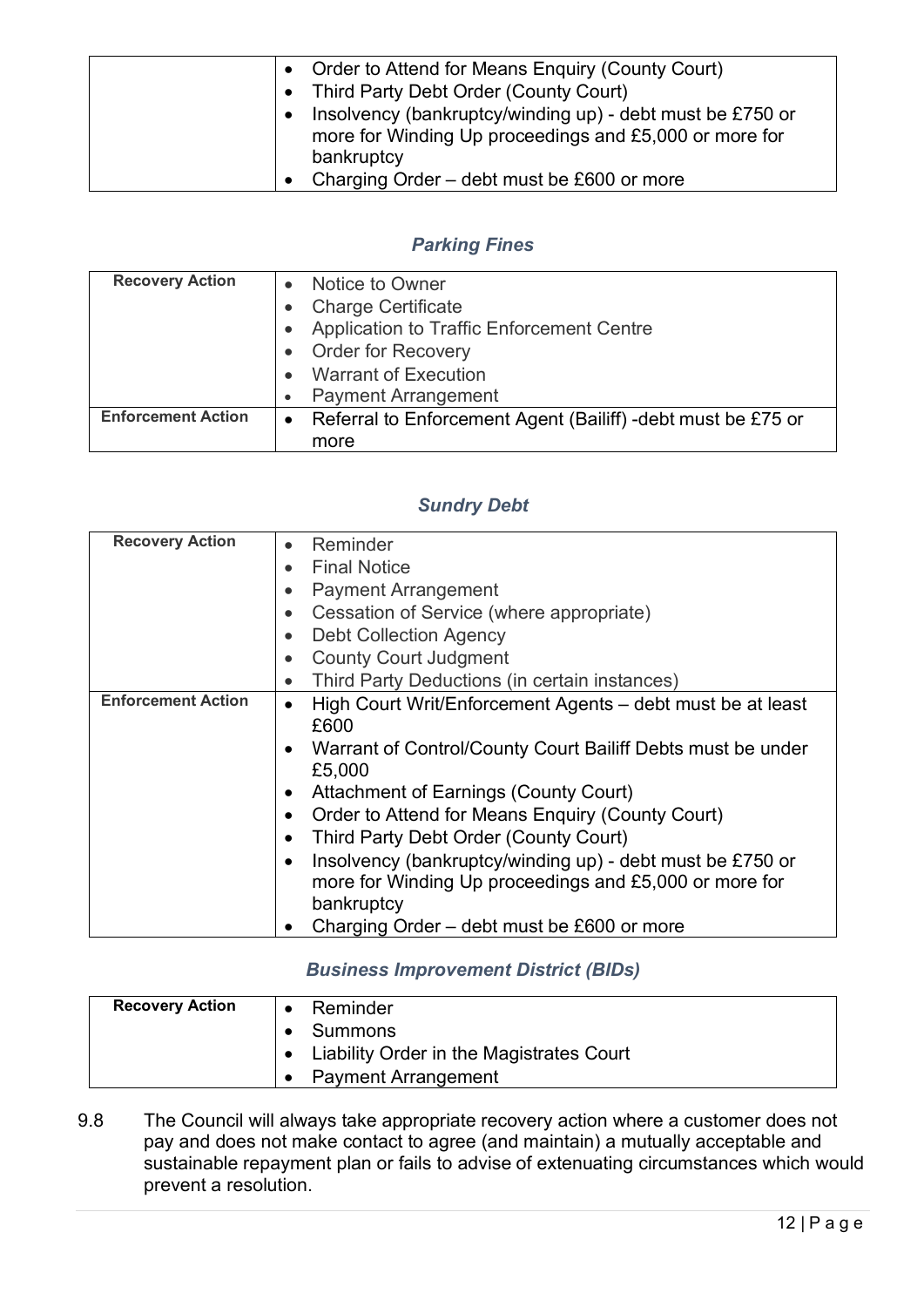| | |
|---|---|
| | • Order to Attend for Means Enquiry (County Court)<br>• Third Party Debt Order (County Court)<br>• Insolvency (bankruptcy/winding up) - debt must be £750 or more for Winding Up proceedings and £5,000 or more for bankruptcy<br>• Charging Order – debt must be £600 or more |

### *Parking Fines*

| | |
|---|---|
| **Recovery Action** | • Notice to Owner<br>• Charge Certificate<br>• Application to Traffic Enforcement Centre<br>• Order for Recovery<br>• Warrant of Execution<br>• Payment Arrangement |
| **Enforcement Action** | • Referral to Enforcement Agent (Bailiff) -debt must be £75 or more |

### *Sundry Debt*

| | |
|---|---|
| **Recovery Action** | • Reminder<br>• Final Notice<br>• Payment Arrangement<br>• Cessation of Service (where appropriate)<br>• Debt Collection Agency<br>• County Court Judgment<br>• Third Party Deductions (in certain instances) |
| **Enforcement Action** | • High Court Writ/Enforcement Agents – debt must be at least £600<br>• Warrant of Control/County Court Bailiff Debts must be under £5,000<br>• Attachment of Earnings (County Court)<br>• Order to Attend for Means Enquiry (County Court)<br>• Third Party Debt Order (County Court)<br>• Insolvency (bankruptcy/winding up) - debt must be £750 or more for Winding Up proceedings and £5,000 or more for bankruptcy<br>• Charging Order – debt must be £600 or more |

### *Business Improvement District (BIDs)*

| | |
|---|---|
| **Recovery Action** | • Reminder<br>• Summons<br>• Liability Order in the Magistrates Court<br>• Payment Arrangement |

9.8 The Council will always take appropriate recovery action where a customer does not pay and does not make contact to agree (and maintain) a mutually acceptable and sustainable repayment plan or fails to advise of extenuating circumstances which would prevent a resolution.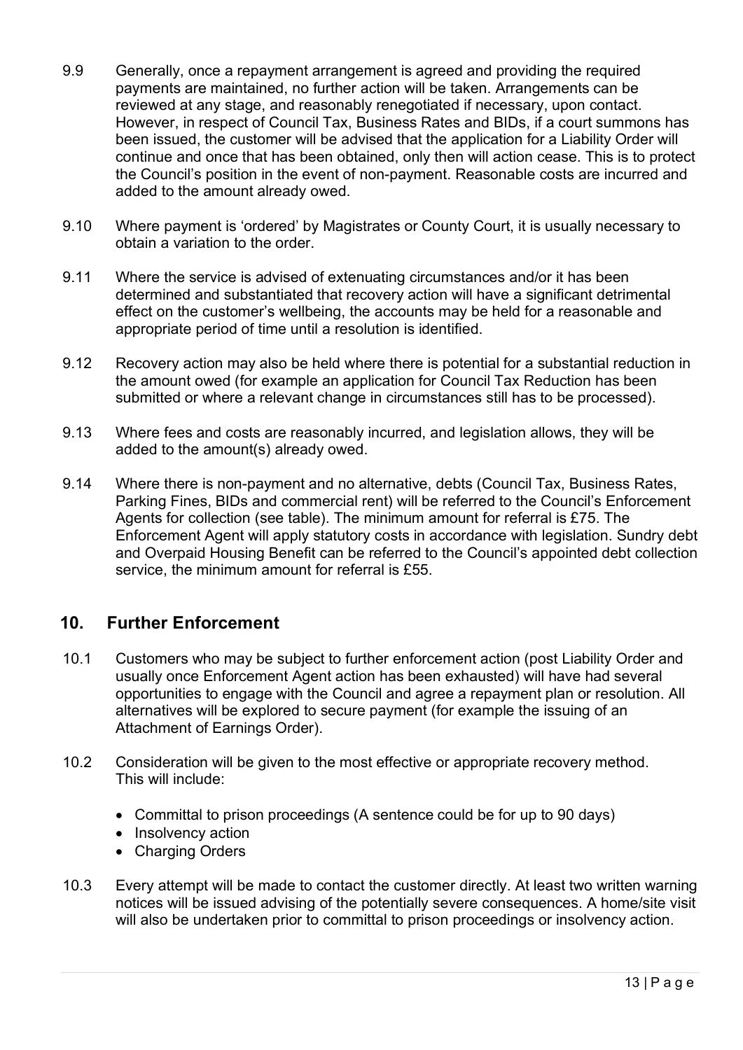9.9 Generally, once a repayment arrangement is agreed and providing the required payments are maintained, no further action will be taken. Arrangements can be reviewed at any stage, and reasonably renegotiated if necessary, upon contact. However, in respect of Council Tax, Business Rates and BIDs, if a court summons has been issued, the customer will be advised that the application for a Liability Order will continue and once that has been obtained, only then will action cease. This is to protect the Council's position in the event of non-payment. Reasonable costs are incurred and added to the amount already owed.

9.10 Where payment is 'ordered' by Magistrates or County Court, it is usually necessary to obtain a variation to the order.

9.11 Where the service is advised of extenuating circumstances and/or it has been determined and substantiated that recovery action will have a significant detrimental effect on the customer's wellbeing, the accounts may be held for a reasonable and appropriate period of time until a resolution is identified.

9.12 Recovery action may also be held where there is potential for a substantial reduction in the amount owed (for example an application for Council Tax Reduction has been submitted or where a relevant change in circumstances still has to be processed).

9.13 Where fees and costs are reasonably incurred, and legislation allows, they will be added to the amount(s) already owed.

9.14 Where there is non-payment and no alternative, debts (Council Tax, Business Rates, Parking Fines, BIDs and commercial rent) will be referred to the Council's Enforcement Agents for collection (see table). The minimum amount for referral is £75. The Enforcement Agent will apply statutory costs in accordance with legislation. Sundry debt and Overpaid Housing Benefit can be referred to the Council's appointed debt collection service, the minimum amount for referral is £55.

## 10. Further Enforcement

10.1 Customers who may be subject to further enforcement action (post Liability Order and usually once Enforcement Agent action has been exhausted) will have had several opportunities to engage with the Council and agree a repayment plan or resolution. All alternatives will be explored to secure payment (for example the issuing of an Attachment of Earnings Order).

10.2 Consideration will be given to the most effective or appropriate recovery method. This will include:

- Committal to prison proceedings (A sentence could be for up to 90 days)
- Insolvency action
- Charging Orders

10.3 Every attempt will be made to contact the customer directly. At least two written warning notices will be issued advising of the potentially severe consequences. A home/site visit will also be undertaken prior to committal to prison proceedings or insolvency action.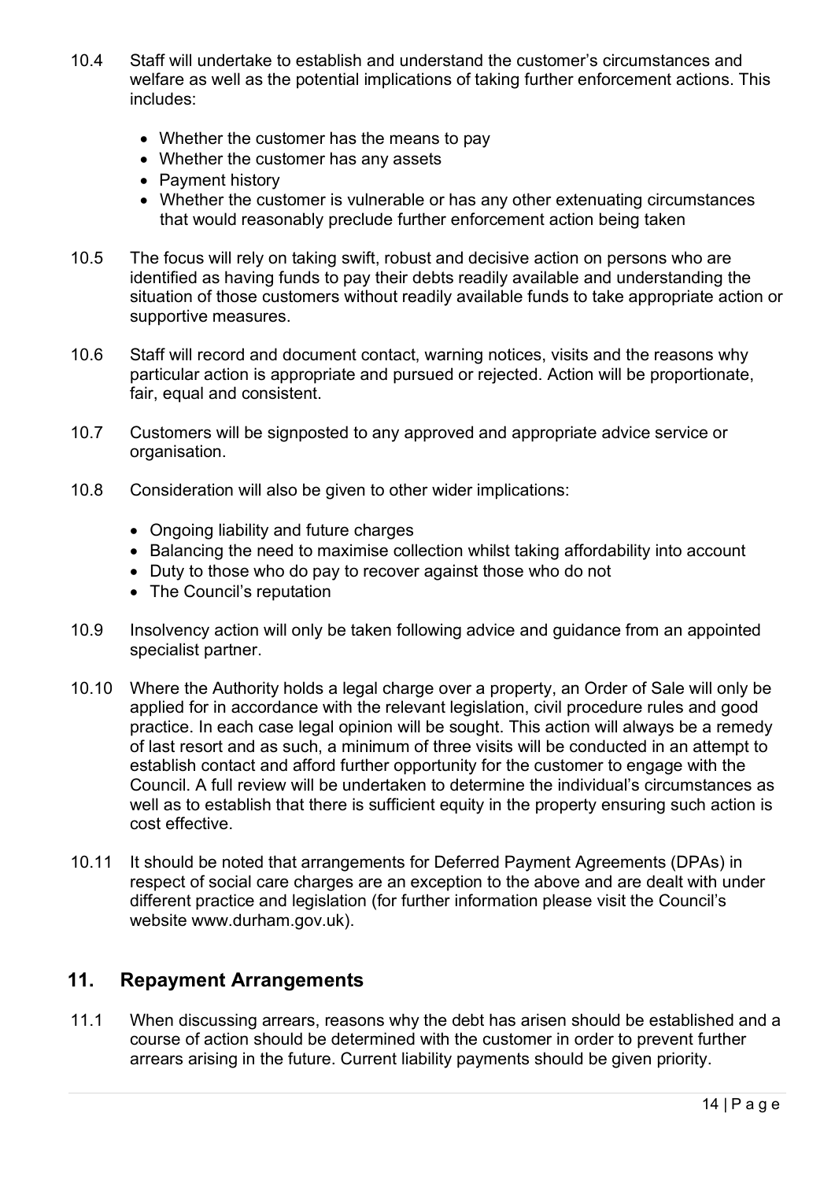10.4 Staff will undertake to establish and understand the customer's circumstances and welfare as well as the potential implications of taking further enforcement actions. This includes:

- Whether the customer has the means to pay
- Whether the customer has any assets
- Payment history
- Whether the customer is vulnerable or has any other extenuating circumstances that would reasonably preclude further enforcement action being taken

10.5 The focus will rely on taking swift, robust and decisive action on persons who are identified as having funds to pay their debts readily available and understanding the situation of those customers without readily available funds to take appropriate action or supportive measures.

10.6 Staff will record and document contact, warning notices, visits and the reasons why particular action is appropriate and pursued or rejected. Action will be proportionate, fair, equal and consistent.

10.7 Customers will be signposted to any approved and appropriate advice service or organisation.

10.8 Consideration will also be given to other wider implications:

- Ongoing liability and future charges
- Balancing the need to maximise collection whilst taking affordability into account
- Duty to those who do pay to recover against those who do not
- The Council's reputation

10.9 Insolvency action will only be taken following advice and guidance from an appointed specialist partner.

10.10 Where the Authority holds a legal charge over a property, an Order of Sale will only be applied for in accordance with the relevant legislation, civil procedure rules and good practice. In each case legal opinion will be sought. This action will always be a remedy of last resort and as such, a minimum of three visits will be conducted in an attempt to establish contact and afford further opportunity for the customer to engage with the Council. A full review will be undertaken to determine the individual's circumstances as well as to establish that there is sufficient equity in the property ensuring such action is cost effective.

10.11 It should be noted that arrangements for Deferred Payment Agreements (DPAs) in respect of social care charges are an exception to the above and are dealt with under different practice and legislation (for further information please visit the Council's website www.durham.gov.uk).

## 11. Repayment Arrangements

11.1 When discussing arrears, reasons why the debt has arisen should be established and a course of action should be determined with the customer in order to prevent further arrears arising in the future. Current liability payments should be given priority.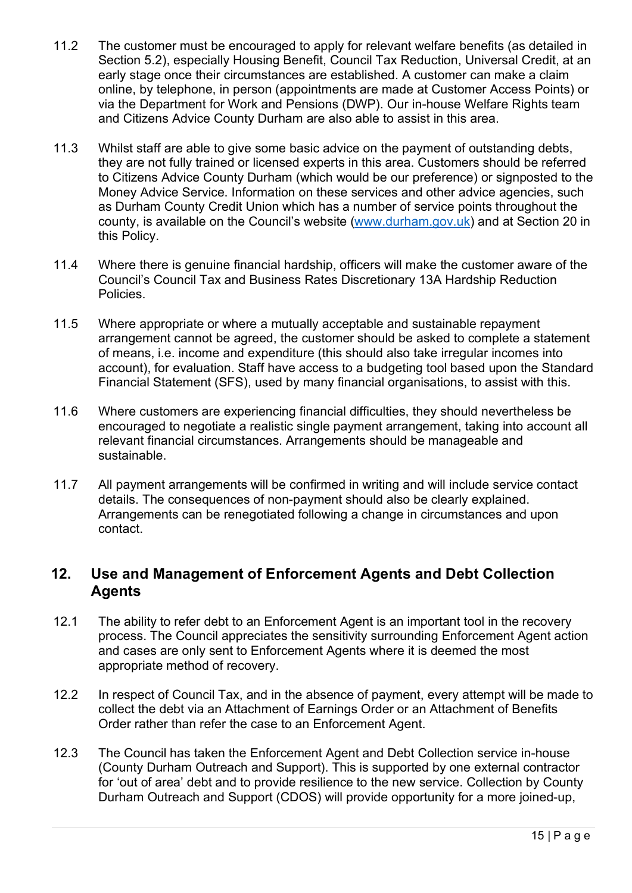11.2 The customer must be encouraged to apply for relevant welfare benefits (as detailed in Section 5.2), especially Housing Benefit, Council Tax Reduction, Universal Credit, at an early stage once their circumstances are established. A customer can make a claim online, by telephone, in person (appointments are made at Customer Access Points) or via the Department for Work and Pensions (DWP). Our in-house Welfare Rights team and Citizens Advice County Durham are also able to assist in this area.

11.3 Whilst staff are able to give some basic advice on the payment of outstanding debts, they are not fully trained or licensed experts in this area. Customers should be referred to Citizens Advice County Durham (which would be our preference) or signposted to the Money Advice Service. Information on these services and other advice agencies, such as Durham County Credit Union which has a number of service points throughout the county, is available on the Council's website (www.durham.gov.uk) and at Section 20 in this Policy.

11.4 Where there is genuine financial hardship, officers will make the customer aware of the Council's Council Tax and Business Rates Discretionary 13A Hardship Reduction Policies.

11.5 Where appropriate or where a mutually acceptable and sustainable repayment arrangement cannot be agreed, the customer should be asked to complete a statement of means, i.e. income and expenditure (this should also take irregular incomes into account), for evaluation. Staff have access to a budgeting tool based upon the Standard Financial Statement (SFS), used by many financial organisations, to assist with this.

11.6 Where customers are experiencing financial difficulties, they should nevertheless be encouraged to negotiate a realistic single payment arrangement, taking into account all relevant financial circumstances. Arrangements should be manageable and sustainable.

11.7 All payment arrangements will be confirmed in writing and will include service contact details. The consequences of non-payment should also be clearly explained. Arrangements can be renegotiated following a change in circumstances and upon contact.

## 12. Use and Management of Enforcement Agents and Debt Collection Agents

12.1 The ability to refer debt to an Enforcement Agent is an important tool in the recovery process. The Council appreciates the sensitivity surrounding Enforcement Agent action and cases are only sent to Enforcement Agents where it is deemed the most appropriate method of recovery.

12.2 In respect of Council Tax, and in the absence of payment, every attempt will be made to collect the debt via an Attachment of Earnings Order or an Attachment of Benefits Order rather than refer the case to an Enforcement Agent.

12.3 The Council has taken the Enforcement Agent and Debt Collection service in-house (County Durham Outreach and Support). This is supported by one external contractor for 'out of area' debt and to provide resilience to the new service. Collection by County Durham Outreach and Support (CDOS) will provide opportunity for a more joined-up,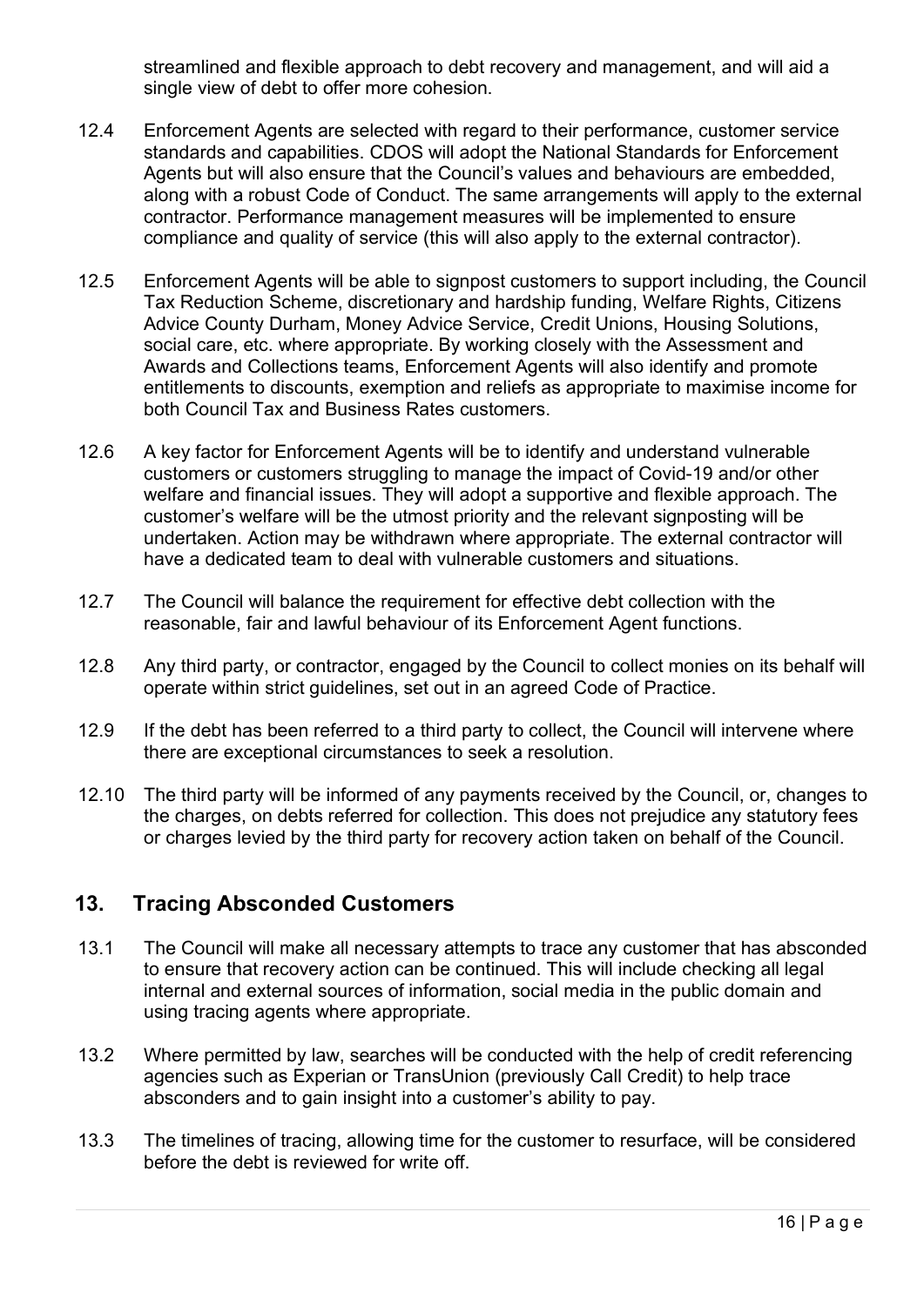streamlined and flexible approach to debt recovery and management, and will aid a single view of debt to offer more cohesion.

12.4 Enforcement Agents are selected with regard to their performance, customer service standards and capabilities. CDOS will adopt the National Standards for Enforcement Agents but will also ensure that the Council's values and behaviours are embedded, along with a robust Code of Conduct. The same arrangements will apply to the external contractor. Performance management measures will be implemented to ensure compliance and quality of service (this will also apply to the external contractor).

12.5 Enforcement Agents will be able to signpost customers to support including, the Council Tax Reduction Scheme, discretionary and hardship funding, Welfare Rights, Citizens Advice County Durham, Money Advice Service, Credit Unions, Housing Solutions, social care, etc. where appropriate. By working closely with the Assessment and Awards and Collections teams, Enforcement Agents will also identify and promote entitlements to discounts, exemption and reliefs as appropriate to maximise income for both Council Tax and Business Rates customers.

12.6 A key factor for Enforcement Agents will be to identify and understand vulnerable customers or customers struggling to manage the impact of Covid-19 and/or other welfare and financial issues. They will adopt a supportive and flexible approach. The customer's welfare will be the utmost priority and the relevant signposting will be undertaken. Action may be withdrawn where appropriate. The external contractor will have a dedicated team to deal with vulnerable customers and situations.

12.7 The Council will balance the requirement for effective debt collection with the reasonable, fair and lawful behaviour of its Enforcement Agent functions.

12.8 Any third party, or contractor, engaged by the Council to collect monies on its behalf will operate within strict guidelines, set out in an agreed Code of Practice.

12.9 If the debt has been referred to a third party to collect, the Council will intervene where there are exceptional circumstances to seek a resolution.

12.10 The third party will be informed of any payments received by the Council, or, changes to the charges, on debts referred for collection. This does not prejudice any statutory fees or charges levied by the third party for recovery action taken on behalf of the Council.

## 13. Tracing Absconded Customers

13.1 The Council will make all necessary attempts to trace any customer that has absconded to ensure that recovery action can be continued. This will include checking all legal internal and external sources of information, social media in the public domain and using tracing agents where appropriate.

13.2 Where permitted by law, searches will be conducted with the help of credit referencing agencies such as Experian or TransUnion (previously Call Credit) to help trace absconders and to gain insight into a customer's ability to pay.

13.3 The timelines of tracing, allowing time for the customer to resurface, will be considered before the debt is reviewed for write off.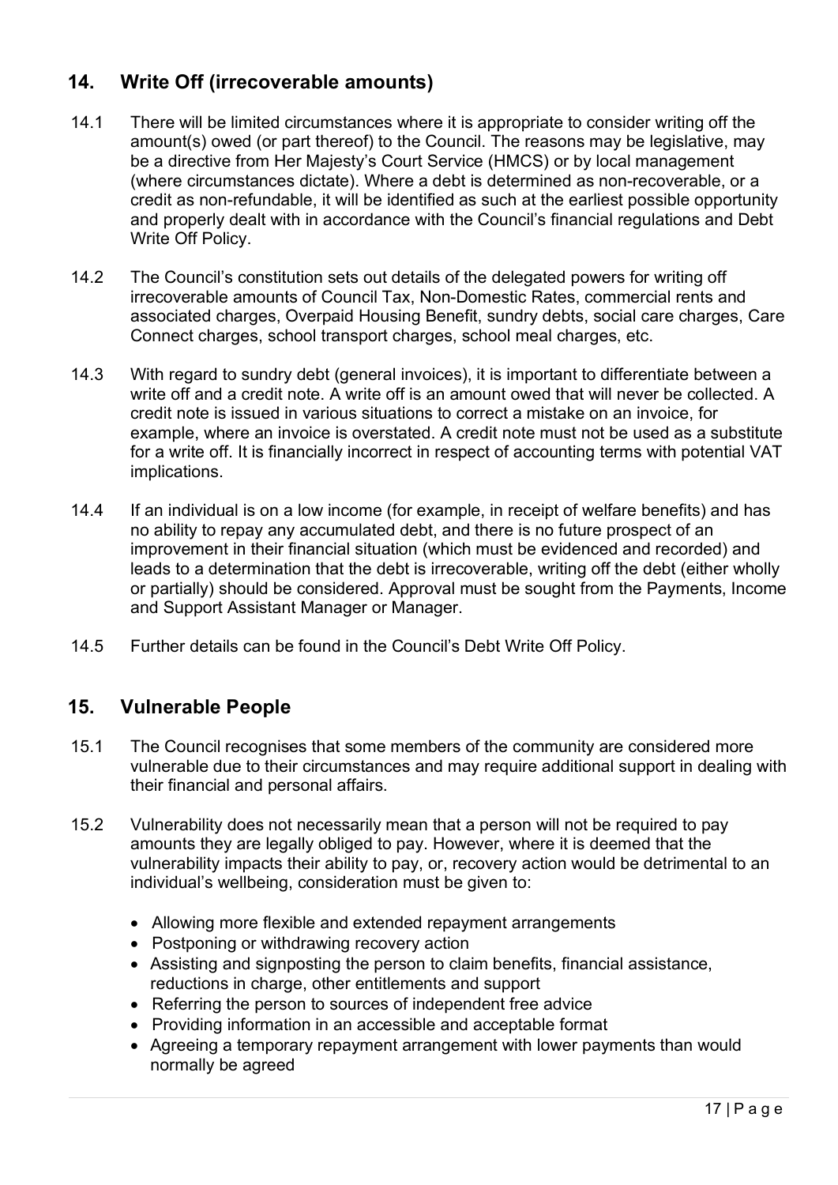## 14. Write Off (irrecoverable amounts)

14.1 There will be limited circumstances where it is appropriate to consider writing off the amount(s) owed (or part thereof) to the Council. The reasons may be legislative, may be a directive from Her Majesty's Court Service (HMCS) or by local management (where circumstances dictate). Where a debt is determined as non-recoverable, or a credit as non-refundable, it will be identified as such at the earliest possible opportunity and properly dealt with in accordance with the Council's financial regulations and Debt Write Off Policy.

14.2 The Council's constitution sets out details of the delegated powers for writing off irrecoverable amounts of Council Tax, Non-Domestic Rates, commercial rents and associated charges, Overpaid Housing Benefit, sundry debts, social care charges, Care Connect charges, school transport charges, school meal charges, etc.

14.3 With regard to sundry debt (general invoices), it is important to differentiate between a write off and a credit note. A write off is an amount owed that will never be collected. A credit note is issued in various situations to correct a mistake on an invoice, for example, where an invoice is overstated. A credit note must not be used as a substitute for a write off. It is financially incorrect in respect of accounting terms with potential VAT implications.

14.4 If an individual is on a low income (for example, in receipt of welfare benefits) and has no ability to repay any accumulated debt, and there is no future prospect of an improvement in their financial situation (which must be evidenced and recorded) and leads to a determination that the debt is irrecoverable, writing off the debt (either wholly or partially) should be considered. Approval must be sought from the Payments, Income and Support Assistant Manager or Manager.

14.5 Further details can be found in the Council's Debt Write Off Policy.

## 15. Vulnerable People

15.1 The Council recognises that some members of the community are considered more vulnerable due to their circumstances and may require additional support in dealing with their financial and personal affairs.

15.2 Vulnerability does not necessarily mean that a person will not be required to pay amounts they are legally obliged to pay. However, where it is deemed that the vulnerability impacts their ability to pay, or, recovery action would be detrimental to an individual's wellbeing, consideration must be given to:

- Allowing more flexible and extended repayment arrangements
- Postponing or withdrawing recovery action
- Assisting and signposting the person to claim benefits, financial assistance, reductions in charge, other entitlements and support
- Referring the person to sources of independent free advice
- Providing information in an accessible and acceptable format
- Agreeing a temporary repayment arrangement with lower payments than would normally be agreed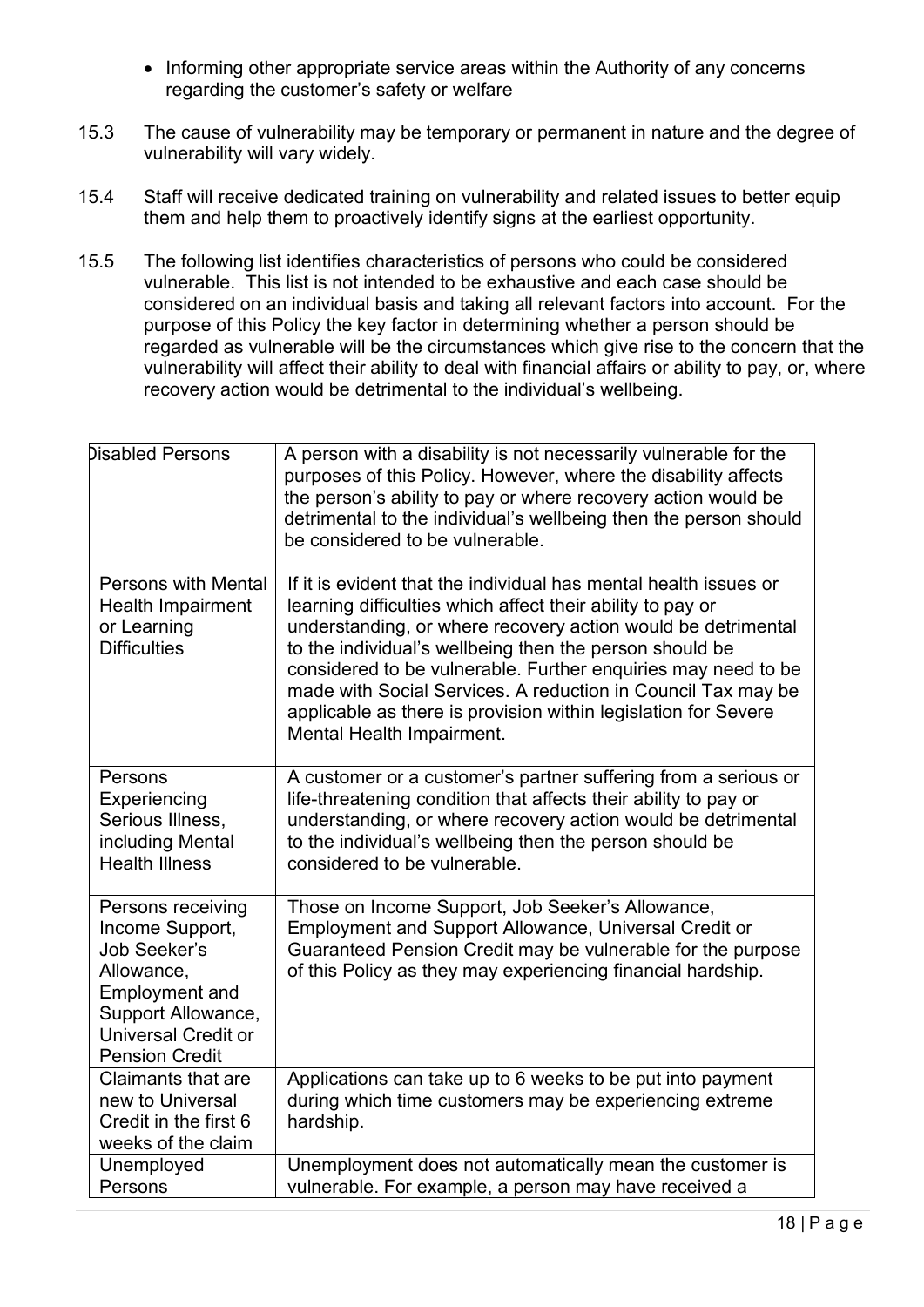- Informing other appropriate service areas within the Authority of any concerns regarding the customer's safety or welfare

15.3 The cause of vulnerability may be temporary or permanent in nature and the degree of vulnerability will vary widely.

15.4 Staff will receive dedicated training on vulnerability and related issues to better equip them and help them to proactively identify signs at the earliest opportunity.

15.5 The following list identifies characteristics of persons who could be considered vulnerable. This list is not intended to be exhaustive and each case should be considered on an individual basis and taking all relevant factors into account. For the purpose of this Policy the key factor in determining whether a person should be regarded as vulnerable will be the circumstances which give rise to the concern that the vulnerability will affect their ability to deal with financial affairs or ability to pay, or, where recovery action would be detrimental to the individual's wellbeing.

| Disabled Persons | A person with a disability is not necessarily vulnerable for the purposes of this Policy. However, where the disability affects the person's ability to pay or where recovery action would be detrimental to the individual's wellbeing then the person should be considered to be vulnerable. |
|---|---|
| Persons with Mental Health Impairment or Learning Difficulties | If it is evident that the individual has mental health issues or learning difficulties which affect their ability to pay or understanding, or where recovery action would be detrimental to the individual's wellbeing then the person should be considered to be vulnerable. Further enquiries may need to be made with Social Services. A reduction in Council Tax may be applicable as there is provision within legislation for Severe Mental Health Impairment. |
| Persons Experiencing Serious Illness, including Mental Health Illness | A customer or a customer's partner suffering from a serious or life-threatening condition that affects their ability to pay or understanding, or where recovery action would be detrimental to the individual's wellbeing then the person should be considered to be vulnerable. |
| Persons receiving Income Support, Job Seeker's Allowance, Employment and Support Allowance, Universal Credit or Pension Credit | Those on Income Support, Job Seeker's Allowance, Employment and Support Allowance, Universal Credit or Guaranteed Pension Credit may be vulnerable for the purpose of this Policy as they may experiencing financial hardship. |
| Claimants that are new to Universal Credit in the first 6 weeks of the claim | Applications can take up to 6 weeks to be put into payment during which time customers may be experiencing extreme hardship. |
| Unemployed Persons | Unemployment does not automatically mean the customer is vulnerable. For example, a person may have received a |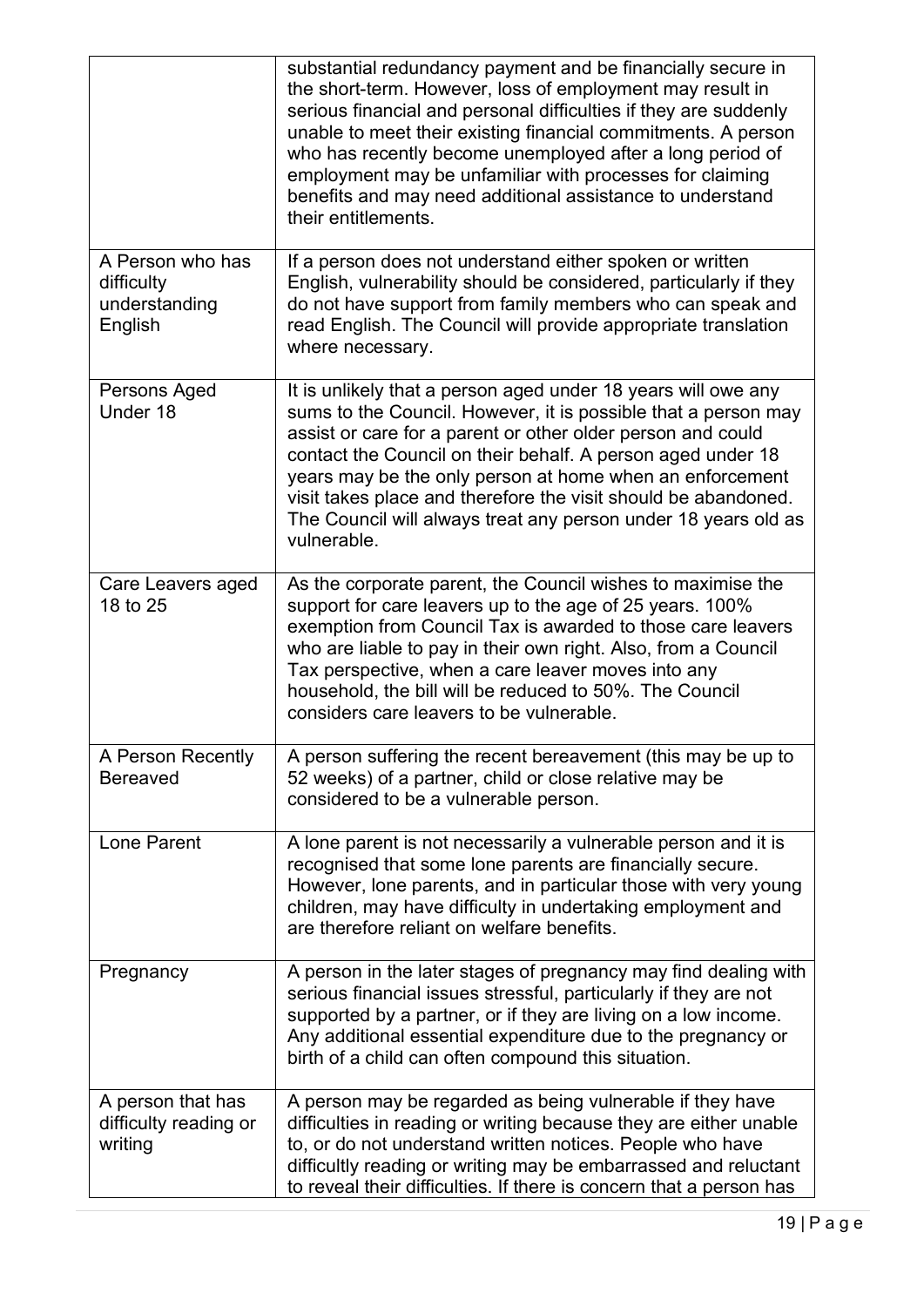| | |
|---|---|
| | substantial redundancy payment and be financially secure in the short-term. However, loss of employment may result in serious financial and personal difficulties if they are suddenly unable to meet their existing financial commitments. A person who has recently become unemployed after a long period of employment may be unfamiliar with processes for claiming benefits and may need additional assistance to understand their entitlements. |
| A Person who has difficulty understanding English | If a person does not understand either spoken or written English, vulnerability should be considered, particularly if they do not have support from family members who can speak and read English. The Council will provide appropriate translation where necessary. |
| Persons Aged Under 18 | It is unlikely that a person aged under 18 years will owe any sums to the Council. However, it is possible that a person may assist or care for a parent or other older person and could contact the Council on their behalf. A person aged under 18 years may be the only person at home when an enforcement visit takes place and therefore the visit should be abandoned. The Council will always treat any person under 18 years old as vulnerable. |
| Care Leavers aged 18 to 25 | As the corporate parent, the Council wishes to maximise the support for care leavers up to the age of 25 years. 100% exemption from Council Tax is awarded to those care leavers who are liable to pay in their own right. Also, from a Council Tax perspective, when a care leaver moves into any household, the bill will be reduced to 50%. The Council considers care leavers to be vulnerable. |
| A Person Recently Bereaved | A person suffering the recent bereavement (this may be up to 52 weeks) of a partner, child or close relative may be considered to be a vulnerable person. |
| Lone Parent | A lone parent is not necessarily a vulnerable person and it is recognised that some lone parents are financially secure. However, lone parents, and in particular those with very young children, may have difficulty in undertaking employment and are therefore reliant on welfare benefits. |
| Pregnancy | A person in the later stages of pregnancy may find dealing with serious financial issues stressful, particularly if they are not supported by a partner, or if they are living on a low income. Any additional essential expenditure due to the pregnancy or birth of a child can often compound this situation. |
| A person that has difficulty reading or writing | A person may be regarded as being vulnerable if they have difficulties in reading or writing because they are either unable to, or do not understand written notices. People who have difficultly reading or writing may be embarrassed and reluctant to reveal their difficulties. If there is concern that a person has |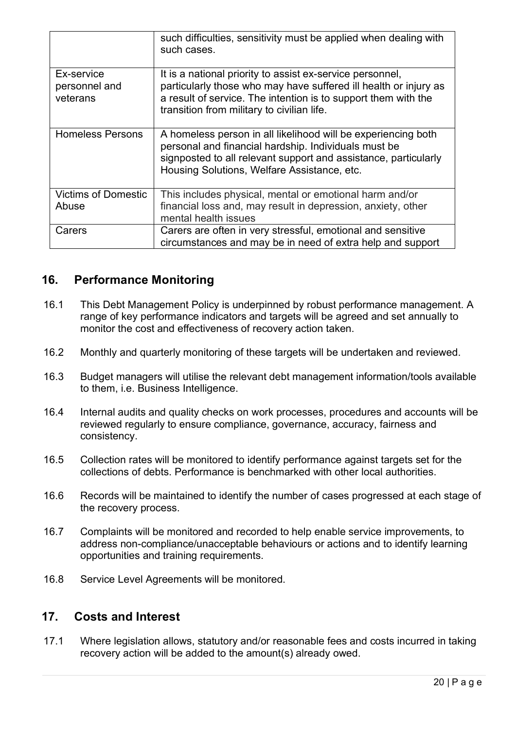|  |  |
| --- | --- |
|  | such difficulties, sensitivity must be applied when dealing with such cases. |
| Ex-service personnel and veterans | It is a national priority to assist ex-service personnel, particularly those who may have suffered ill health or injury as a result of service. The intention is to support them with the transition from military to civilian life. |
| Homeless Persons | A homeless person in all likelihood will be experiencing both personal and financial hardship. Individuals must be signposted to all relevant support and assistance, particularly Housing Solutions, Welfare Assistance, etc. |
| Victims of Domestic Abuse | This includes physical, mental or emotional harm and/or financial loss and, may result in depression, anxiety, other mental health issues |
| Carers | Carers are often in very stressful, emotional and sensitive circumstances and may be in need of extra help and support |

## 16. Performance Monitoring

16.1 This Debt Management Policy is underpinned by robust performance management. A range of key performance indicators and targets will be agreed and set annually to monitor the cost and effectiveness of recovery action taken.

16.2 Monthly and quarterly monitoring of these targets will be undertaken and reviewed.

16.3 Budget managers will utilise the relevant debt management information/tools available to them, i.e. Business Intelligence.

16.4 Internal audits and quality checks on work processes, procedures and accounts will be reviewed regularly to ensure compliance, governance, accuracy, fairness and consistency.

16.5 Collection rates will be monitored to identify performance against targets set for the collections of debts. Performance is benchmarked with other local authorities.

16.6 Records will be maintained to identify the number of cases progressed at each stage of the recovery process.

16.7 Complaints will be monitored and recorded to help enable service improvements, to address non-compliance/unacceptable behaviours or actions and to identify learning opportunities and training requirements.

16.8 Service Level Agreements will be monitored.

## 17. Costs and Interest

17.1 Where legislation allows, statutory and/or reasonable fees and costs incurred in taking recovery action will be added to the amount(s) already owed.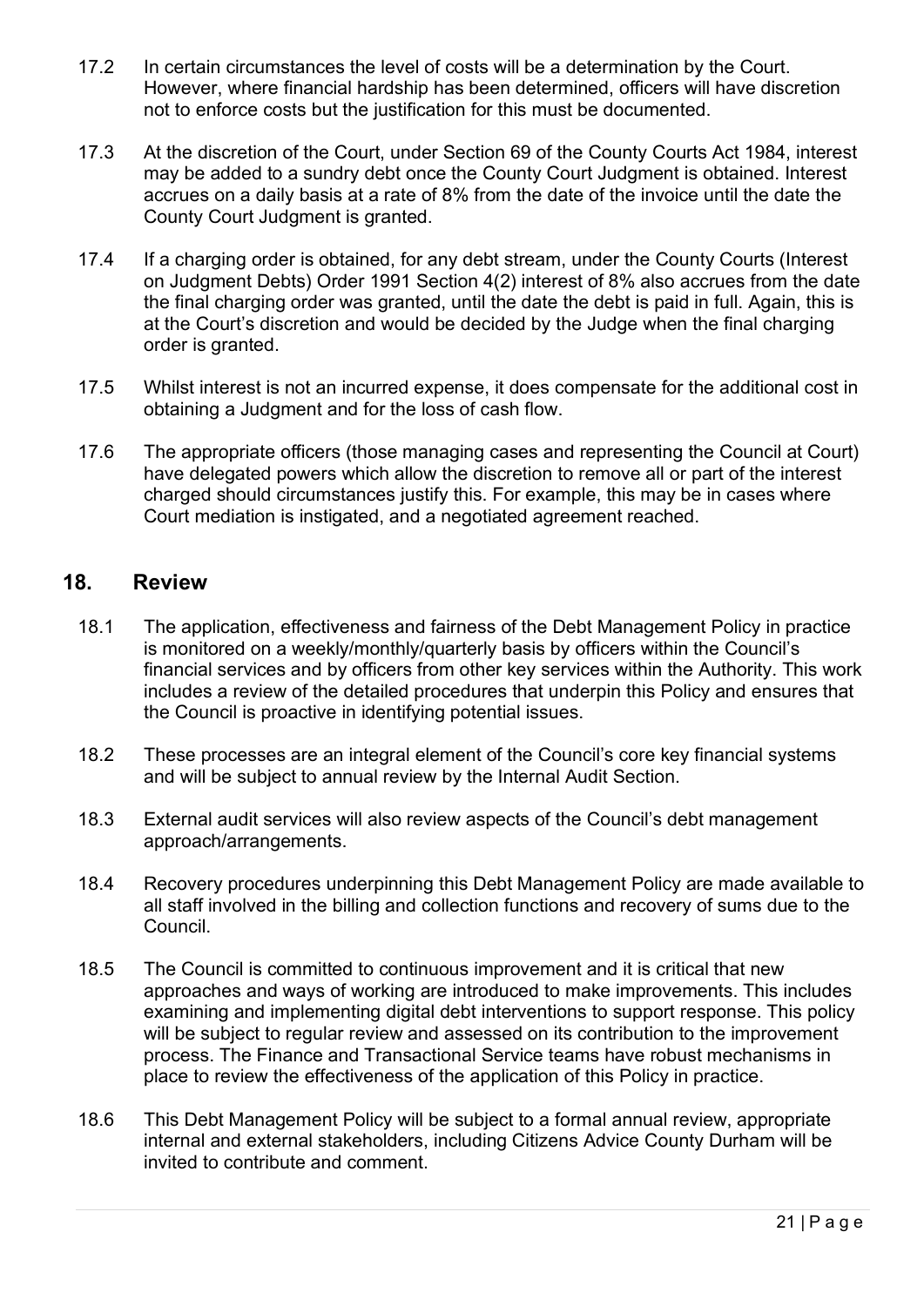17.2 In certain circumstances the level of costs will be a determination by the Court. However, where financial hardship has been determined, officers will have discretion not to enforce costs but the justification for this must be documented.

17.3 At the discretion of the Court, under Section 69 of the County Courts Act 1984, interest may be added to a sundry debt once the County Court Judgment is obtained. Interest accrues on a daily basis at a rate of 8% from the date of the invoice until the date the County Court Judgment is granted.

17.4 If a charging order is obtained, for any debt stream, under the County Courts (Interest on Judgment Debts) Order 1991 Section 4(2) interest of 8% also accrues from the date the final charging order was granted, until the date the debt is paid in full. Again, this is at the Court's discretion and would be decided by the Judge when the final charging order is granted.

17.5 Whilst interest is not an incurred expense, it does compensate for the additional cost in obtaining a Judgment and for the loss of cash flow.

17.6 The appropriate officers (those managing cases and representing the Council at Court) have delegated powers which allow the discretion to remove all or part of the interest charged should circumstances justify this. For example, this may be in cases where Court mediation is instigated, and a negotiated agreement reached.

## 18. Review

18.1 The application, effectiveness and fairness of the Debt Management Policy in practice is monitored on a weekly/monthly/quarterly basis by officers within the Council's financial services and by officers from other key services within the Authority. This work includes a review of the detailed procedures that underpin this Policy and ensures that the Council is proactive in identifying potential issues.

18.2 These processes are an integral element of the Council's core key financial systems and will be subject to annual review by the Internal Audit Section.

18.3 External audit services will also review aspects of the Council's debt management approach/arrangements.

18.4 Recovery procedures underpinning this Debt Management Policy are made available to all staff involved in the billing and collection functions and recovery of sums due to the Council.

18.5 The Council is committed to continuous improvement and it is critical that new approaches and ways of working are introduced to make improvements. This includes examining and implementing digital debt interventions to support response. This policy will be subject to regular review and assessed on its contribution to the improvement process. The Finance and Transactional Service teams have robust mechanisms in place to review the effectiveness of the application of this Policy in practice.

18.6 This Debt Management Policy will be subject to a formal annual review, appropriate internal and external stakeholders, including Citizens Advice County Durham will be invited to contribute and comment.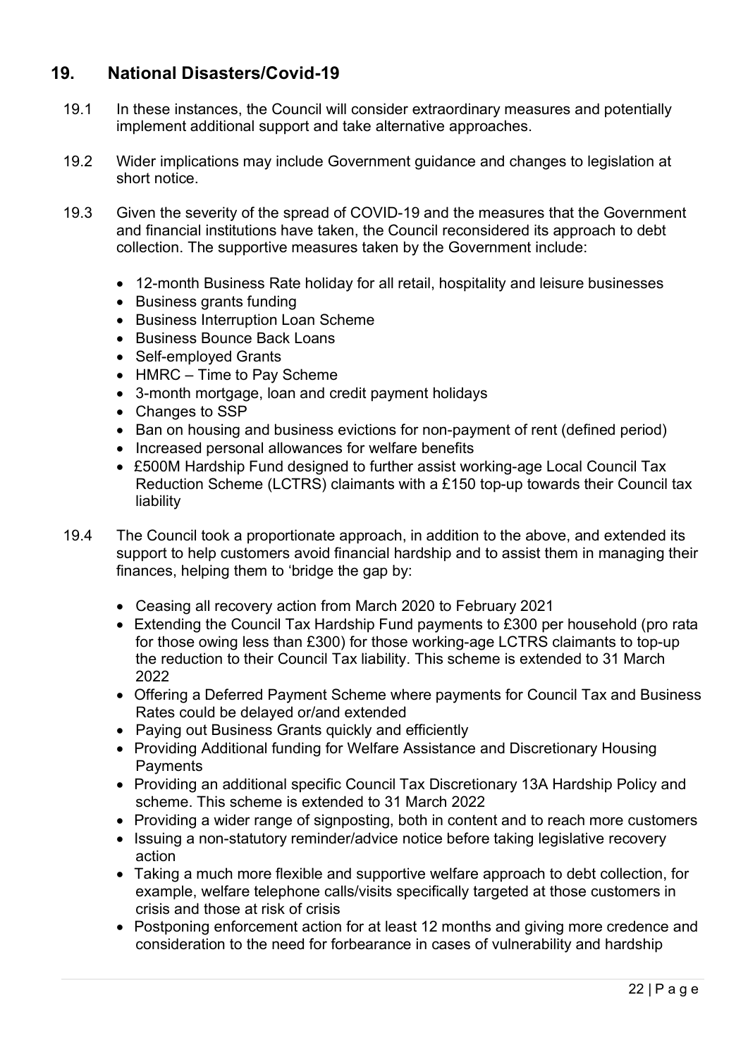## 19. National Disasters/Covid-19

19.1 In these instances, the Council will consider extraordinary measures and potentially implement additional support and take alternative approaches.

19.2 Wider implications may include Government guidance and changes to legislation at short notice.

19.3 Given the severity of the spread of COVID-19 and the measures that the Government and financial institutions have taken, the Council reconsidered its approach to debt collection. The supportive measures taken by the Government include:

- 12-month Business Rate holiday for all retail, hospitality and leisure businesses
- Business grants funding
- Business Interruption Loan Scheme
- Business Bounce Back Loans
- Self-employed Grants
- HMRC – Time to Pay Scheme
- 3-month mortgage, loan and credit payment holidays
- Changes to SSP
- Ban on housing and business evictions for non-payment of rent (defined period)
- Increased personal allowances for welfare benefits
- £500M Hardship Fund designed to further assist working-age Local Council Tax Reduction Scheme (LCTRS) claimants with a £150 top-up towards their Council tax liability

19.4 The Council took a proportionate approach, in addition to the above, and extended its support to help customers avoid financial hardship and to assist them in managing their finances, helping them to 'bridge the gap by:

- Ceasing all recovery action from March 2020 to February 2021
- Extending the Council Tax Hardship Fund payments to £300 per household (pro rata for those owing less than £300) for those working-age LCTRS claimants to top-up the reduction to their Council Tax liability. This scheme is extended to 31 March 2022
- Offering a Deferred Payment Scheme where payments for Council Tax and Business Rates could be delayed or/and extended
- Paying out Business Grants quickly and efficiently
- Providing Additional funding for Welfare Assistance and Discretionary Housing Payments
- Providing an additional specific Council Tax Discretionary 13A Hardship Policy and scheme. This scheme is extended to 31 March 2022
- Providing a wider range of signposting, both in content and to reach more customers
- Issuing a non-statutory reminder/advice notice before taking legislative recovery action
- Taking a much more flexible and supportive welfare approach to debt collection, for example, welfare telephone calls/visits specifically targeted at those customers in crisis and those at risk of crisis
- Postponing enforcement action for at least 12 months and giving more credence and consideration to the need for forbearance in cases of vulnerability and hardship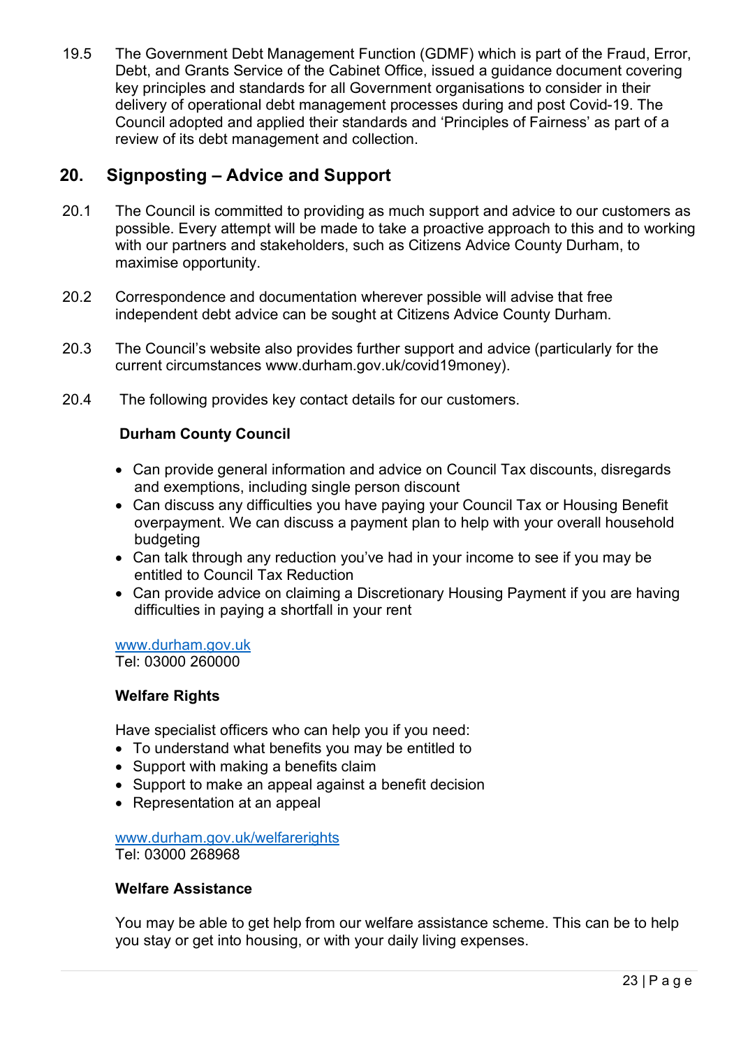19.5 The Government Debt Management Function (GDMF) which is part of the Fraud, Error, Debt, and Grants Service of the Cabinet Office, issued a guidance document covering key principles and standards for all Government organisations to consider in their delivery of operational debt management processes during and post Covid-19. The Council adopted and applied their standards and 'Principles of Fairness' as part of a review of its debt management and collection.

## 20. Signposting – Advice and Support

20.1 The Council is committed to providing as much support and advice to our customers as possible. Every attempt will be made to take a proactive approach to this and to working with our partners and stakeholders, such as Citizens Advice County Durham, to maximise opportunity.

20.2 Correspondence and documentation wherever possible will advise that free independent debt advice can be sought at Citizens Advice County Durham.

20.3 The Council's website also provides further support and advice (particularly for the current circumstances www.durham.gov.uk/covid19money).

20.4 The following provides key contact details for our customers.

**Durham County Council**

- Can provide general information and advice on Council Tax discounts, disregards and exemptions, including single person discount
- Can discuss any difficulties you have paying your Council Tax or Housing Benefit overpayment. We can discuss a payment plan to help with your overall household budgeting
- Can talk through any reduction you've had in your income to see if you may be entitled to Council Tax Reduction
- Can provide advice on claiming a Discretionary Housing Payment if you are having difficulties in paying a shortfall in your rent

www.durham.gov.uk
Tel: 03000 260000

**Welfare Rights**

Have specialist officers who can help you if you need:

- To understand what benefits you may be entitled to
- Support with making a benefits claim
- Support to make an appeal against a benefit decision
- Representation at an appeal

www.durham.gov.uk/welfarerights
Tel: 03000 268968

**Welfare Assistance**

You may be able to get help from our welfare assistance scheme. This can be to help you stay or get into housing, or with your daily living expenses.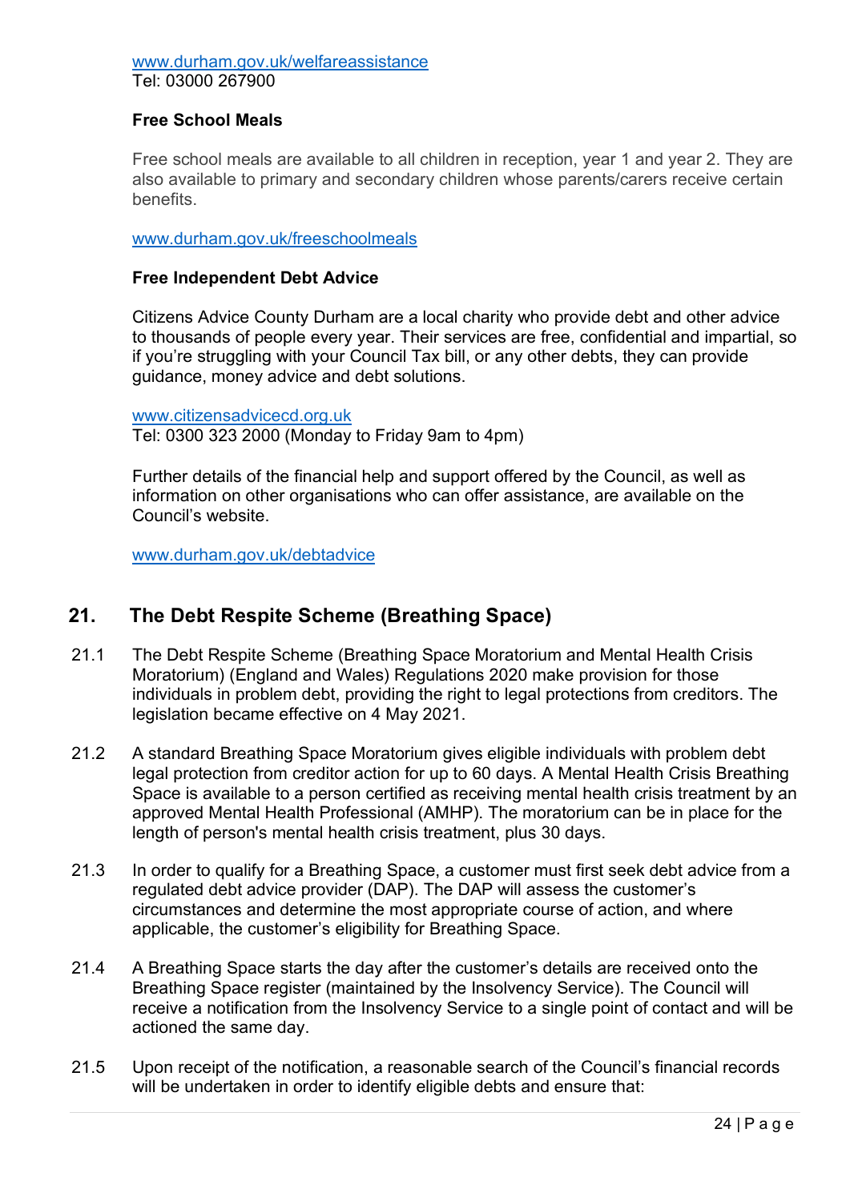www.durham.gov.uk/welfareassistance
Tel: 03000 267900

**Free School Meals**

Free school meals are available to all children in reception, year 1 and year 2. They are also available to primary and secondary children whose parents/carers receive certain benefits.

www.durham.gov.uk/freeschoolmeals

**Free Independent Debt Advice**

Citizens Advice County Durham are a local charity who provide debt and other advice to thousands of people every year. Their services are free, confidential and impartial, so if you're struggling with your Council Tax bill, or any other debts, they can provide guidance, money advice and debt solutions.

www.citizensadvicecd.org.uk
Tel: 0300 323 2000 (Monday to Friday 9am to 4pm)

Further details of the financial help and support offered by the Council, as well as information on other organisations who can offer assistance, are available on the Council's website.

www.durham.gov.uk/debtadvice

## 21. The Debt Respite Scheme (Breathing Space)

21.1 The Debt Respite Scheme (Breathing Space Moratorium and Mental Health Crisis Moratorium) (England and Wales) Regulations 2020 make provision for those individuals in problem debt, providing the right to legal protections from creditors. The legislation became effective on 4 May 2021.

21.2 A standard Breathing Space Moratorium gives eligible individuals with problem debt legal protection from creditor action for up to 60 days. A Mental Health Crisis Breathing Space is available to a person certified as receiving mental health crisis treatment by an approved Mental Health Professional (AMHP). The moratorium can be in place for the length of person's mental health crisis treatment, plus 30 days.

21.3 In order to qualify for a Breathing Space, a customer must first seek debt advice from a regulated debt advice provider (DAP). The DAP will assess the customer's circumstances and determine the most appropriate course of action, and where applicable, the customer's eligibility for Breathing Space.

21.4 A Breathing Space starts the day after the customer's details are received onto the Breathing Space register (maintained by the Insolvency Service). The Council will receive a notification from the Insolvency Service to a single point of contact and will be actioned the same day.

21.5 Upon receipt of the notification, a reasonable search of the Council's financial records will be undertaken in order to identify eligible debts and ensure that: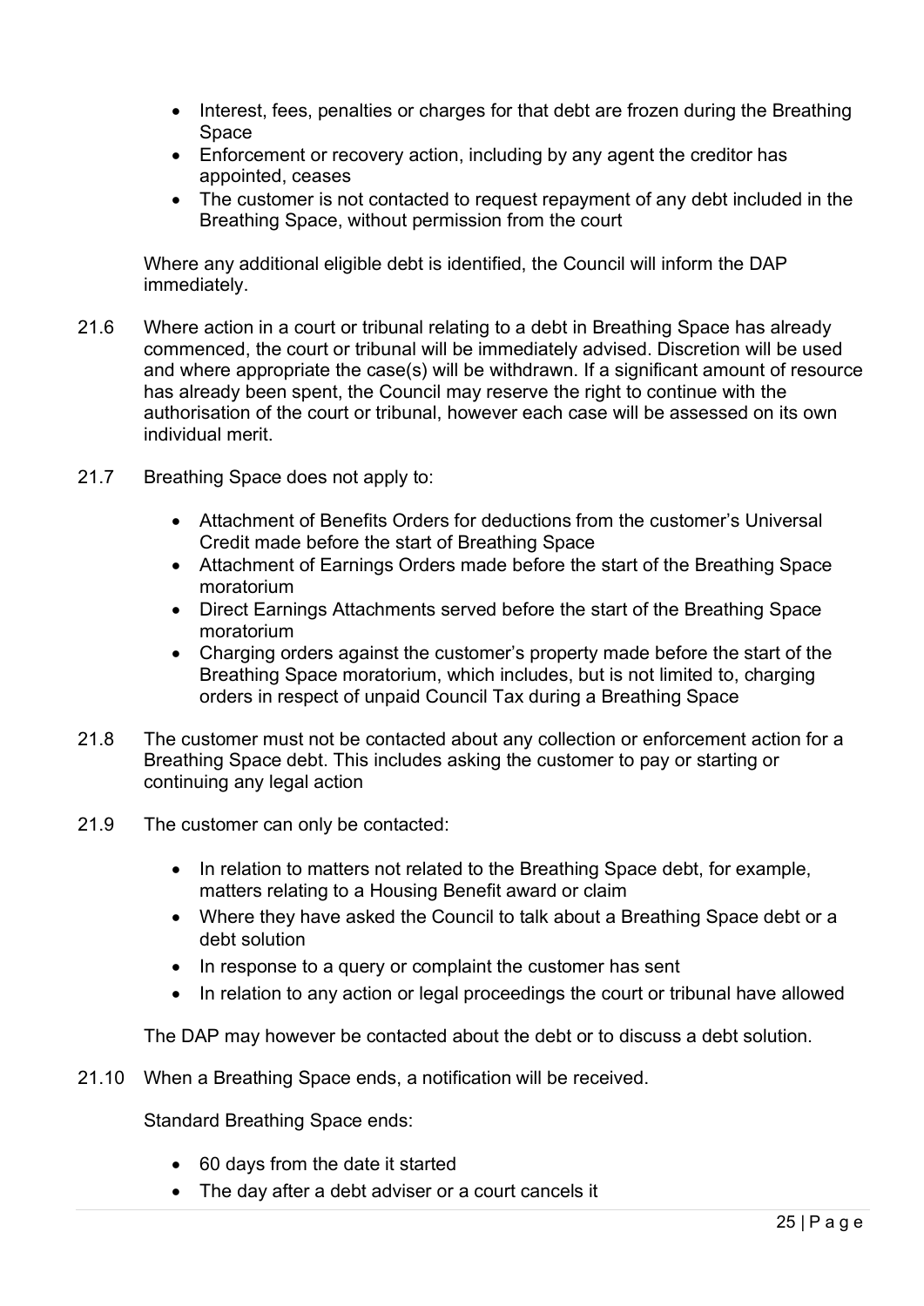- Interest, fees, penalties or charges for that debt are frozen during the Breathing Space
- Enforcement or recovery action, including by any agent the creditor has appointed, ceases
- The customer is not contacted to request repayment of any debt included in the Breathing Space, without permission from the court

Where any additional eligible debt is identified, the Council will inform the DAP immediately.

21.6 Where action in a court or tribunal relating to a debt in Breathing Space has already commenced, the court or tribunal will be immediately advised. Discretion will be used and where appropriate the case(s) will be withdrawn. If a significant amount of resource has already been spent, the Council may reserve the right to continue with the authorisation of the court or tribunal, however each case will be assessed on its own individual merit.

21.7 Breathing Space does not apply to:

- Attachment of Benefits Orders for deductions from the customer's Universal Credit made before the start of Breathing Space
- Attachment of Earnings Orders made before the start of the Breathing Space moratorium
- Direct Earnings Attachments served before the start of the Breathing Space moratorium
- Charging orders against the customer's property made before the start of the Breathing Space moratorium, which includes, but is not limited to, charging orders in respect of unpaid Council Tax during a Breathing Space

21.8 The customer must not be contacted about any collection or enforcement action for a Breathing Space debt. This includes asking the customer to pay or starting or continuing any legal action

21.9 The customer can only be contacted:

- In relation to matters not related to the Breathing Space debt, for example, matters relating to a Housing Benefit award or claim
- Where they have asked the Council to talk about a Breathing Space debt or a debt solution
- In response to a query or complaint the customer has sent
- In relation to any action or legal proceedings the court or tribunal have allowed

The DAP may however be contacted about the debt or to discuss a debt solution.

21.10 When a Breathing Space ends, a notification will be received.

Standard Breathing Space ends:

- 60 days from the date it started
- The day after a debt adviser or a court cancels it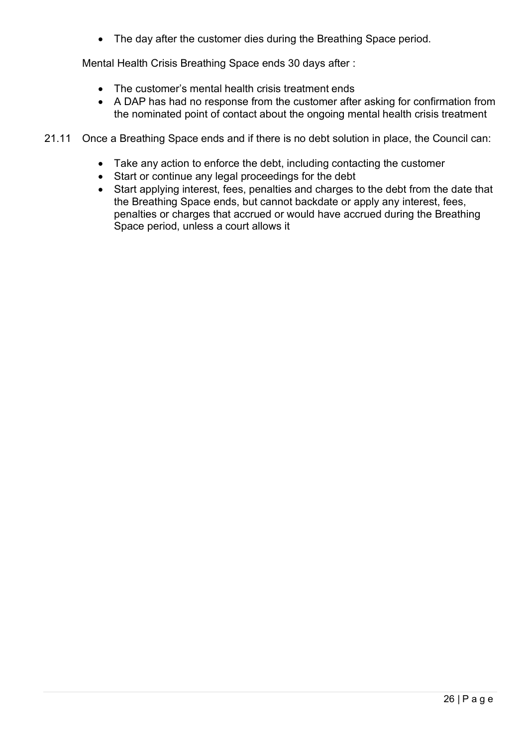- The day after the customer dies during the Breathing Space period.

Mental Health Crisis Breathing Space ends 30 days after :

- The customer's mental health crisis treatment ends
- A DAP has had no response from the customer after asking for confirmation from the nominated point of contact about the ongoing mental health crisis treatment

21.11 Once a Breathing Space ends and if there is no debt solution in place, the Council can:

- Take any action to enforce the debt, including contacting the customer
- Start or continue any legal proceedings for the debt
- Start applying interest, fees, penalties and charges to the debt from the date that the Breathing Space ends, but cannot backdate or apply any interest, fees, penalties or charges that accrued or would have accrued during the Breathing Space period, unless a court allows it